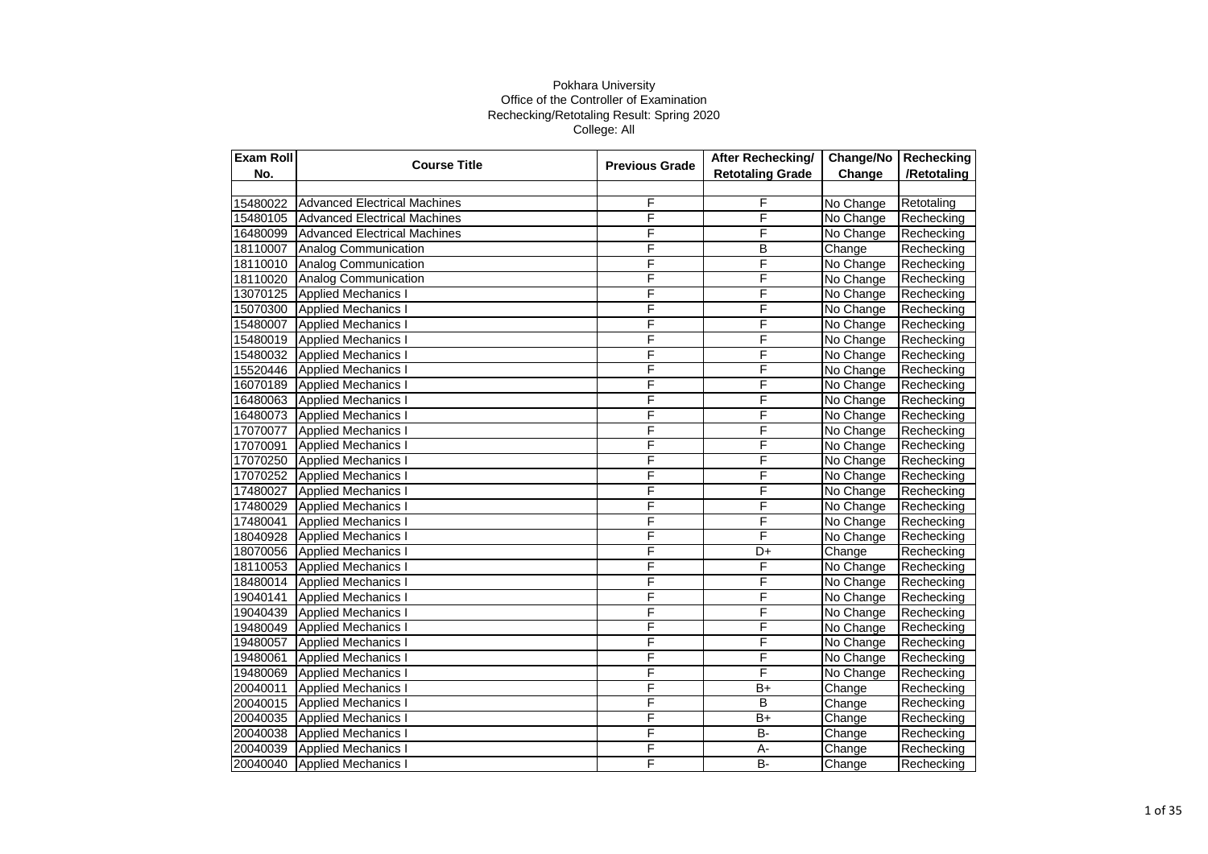Pokhara University

Office of the Controller of Examination

Rechecking/Retotaling Result: Spring 2020

College: All

| Exam Roll No. | Course Title | Previous Grade | After Rechecking/ Retotaling Grade | Change/No Change | Rechecking /Retotaling |
|---|---|---|---|---|---|
| | | | | | |
| 15480022 | Advanced Electrical Machines | F | F | No Change | Retotaling |
| 15480105 | Advanced Electrical Machines | F | F | No Change | Rechecking |
| 16480099 | Advanced Electrical Machines | F | F | No Change | Rechecking |
| 18110007 | Analog Communication | F | B | Change | Rechecking |
| 18110010 | Analog Communication | F | F | No Change | Rechecking |
| 18110020 | Analog Communication | F | F | No Change | Rechecking |
| 13070125 | Applied Mechanics I | F | F | No Change | Rechecking |
| 15070300 | Applied Mechanics I | F | F | No Change | Rechecking |
| 15480007 | Applied Mechanics I | F | F | No Change | Rechecking |
| 15480019 | Applied Mechanics I | F | F | No Change | Rechecking |
| 15480032 | Applied Mechanics I | F | F | No Change | Rechecking |
| 15520446 | Applied Mechanics I | F | F | No Change | Rechecking |
| 16070189 | Applied Mechanics I | F | F | No Change | Rechecking |
| 16480063 | Applied Mechanics I | F | F | No Change | Rechecking |
| 16480073 | Applied Mechanics I | F | F | No Change | Rechecking |
| 17070077 | Applied Mechanics I | F | F | No Change | Rechecking |
| 17070091 | Applied Mechanics I | F | F | No Change | Rechecking |
| 17070250 | Applied Mechanics I | F | F | No Change | Rechecking |
| 17070252 | Applied Mechanics I | F | F | No Change | Rechecking |
| 17480027 | Applied Mechanics I | F | F | No Change | Rechecking |
| 17480029 | Applied Mechanics I | F | F | No Change | Rechecking |
| 17480041 | Applied Mechanics I | F | F | No Change | Rechecking |
| 18040928 | Applied Mechanics I | F | F | No Change | Rechecking |
| 18070056 | Applied Mechanics I | F | D+ | Change | Rechecking |
| 18110053 | Applied Mechanics I | F | F | No Change | Rechecking |
| 18480014 | Applied Mechanics I | F | F | No Change | Rechecking |
| 19040141 | Applied Mechanics I | F | F | No Change | Rechecking |
| 19040439 | Applied Mechanics I | F | F | No Change | Rechecking |
| 19480049 | Applied Mechanics I | F | F | No Change | Rechecking |
| 19480057 | Applied Mechanics I | F | F | No Change | Rechecking |
| 19480061 | Applied Mechanics I | F | F | No Change | Rechecking |
| 19480069 | Applied Mechanics I | F | F | No Change | Rechecking |
| 20040011 | Applied Mechanics I | F | B+ | Change | Rechecking |
| 20040015 | Applied Mechanics I | F | B | Change | Rechecking |
| 20040035 | Applied Mechanics I | F | B+ | Change | Rechecking |
| 20040038 | Applied Mechanics I | F | B- | Change | Rechecking |
| 20040039 | Applied Mechanics I | F | A- | Change | Rechecking |
| 20040040 | Applied Mechanics I | F | B- | Change | Rechecking |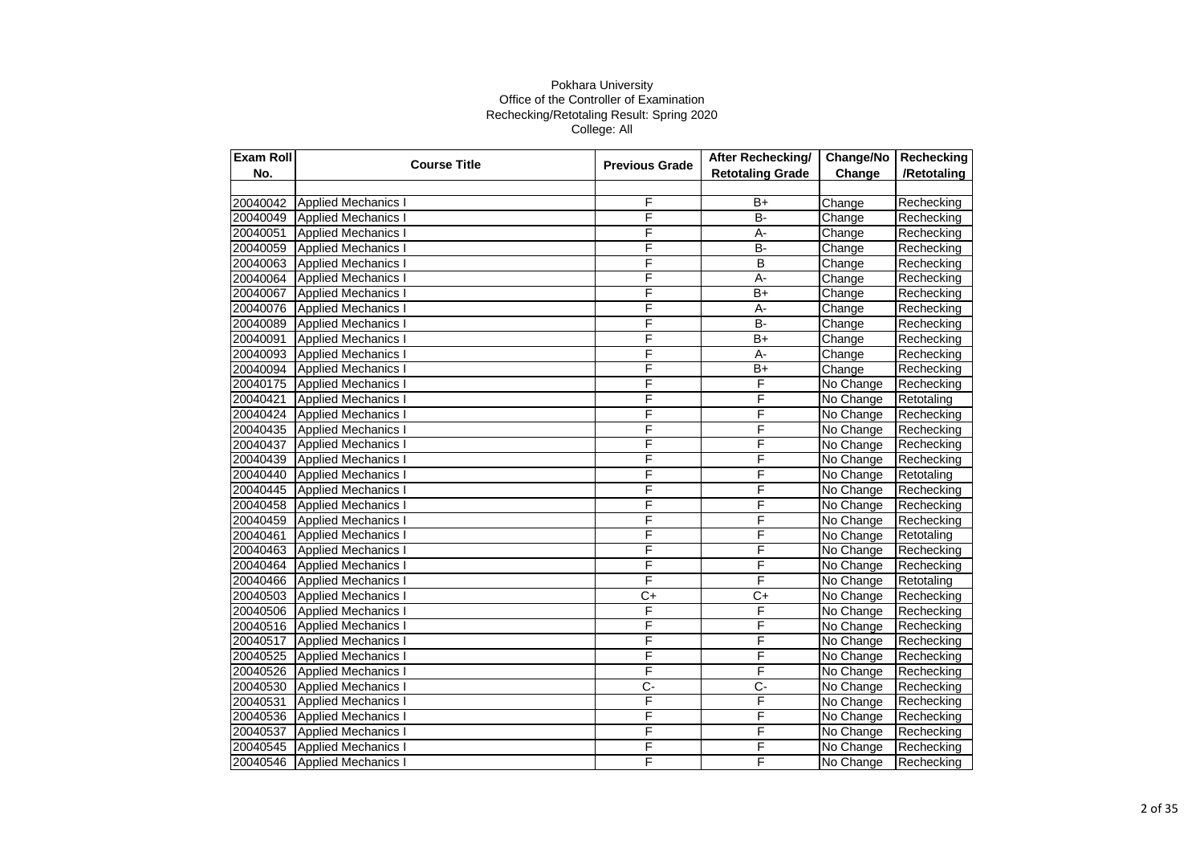Pokhara University

Office of the Controller of Examination

Rechecking/Retotaling Result: Spring 2020

College: All

| Exam Roll No. | Course Title | Previous Grade | After Rechecking/ Retotaling Grade | Change/No Change | Rechecking /Retotaling |
|---|---|---|---|---|---|
| | | | | | |
| 20040042 | Applied Mechanics I | F | B+ | Change | Rechecking |
| 20040049 | Applied Mechanics I | F | B- | Change | Rechecking |
| 20040051 | Applied Mechanics I | F | A- | Change | Rechecking |
| 20040059 | Applied Mechanics I | F | B- | Change | Rechecking |
| 20040063 | Applied Mechanics I | F | B | Change | Rechecking |
| 20040064 | Applied Mechanics I | F | A- | Change | Rechecking |
| 20040067 | Applied Mechanics I | F | B+ | Change | Rechecking |
| 20040076 | Applied Mechanics I | F | A- | Change | Rechecking |
| 20040089 | Applied Mechanics I | F | B- | Change | Rechecking |
| 20040091 | Applied Mechanics I | F | B+ | Change | Rechecking |
| 20040093 | Applied Mechanics I | F | A- | Change | Rechecking |
| 20040094 | Applied Mechanics I | F | B+ | Change | Rechecking |
| 20040175 | Applied Mechanics I | F | F | No Change | Rechecking |
| 20040421 | Applied Mechanics I | F | F | No Change | Retotaling |
| 20040424 | Applied Mechanics I | F | F | No Change | Rechecking |
| 20040435 | Applied Mechanics I | F | F | No Change | Rechecking |
| 20040437 | Applied Mechanics I | F | F | No Change | Rechecking |
| 20040439 | Applied Mechanics I | F | F | No Change | Rechecking |
| 20040440 | Applied Mechanics I | F | F | No Change | Retotaling |
| 20040445 | Applied Mechanics I | F | F | No Change | Rechecking |
| 20040458 | Applied Mechanics I | F | F | No Change | Rechecking |
| 20040459 | Applied Mechanics I | F | F | No Change | Rechecking |
| 20040461 | Applied Mechanics I | F | F | No Change | Retotaling |
| 20040463 | Applied Mechanics I | F | F | No Change | Rechecking |
| 20040464 | Applied Mechanics I | F | F | No Change | Rechecking |
| 20040466 | Applied Mechanics I | F | F | No Change | Retotaling |
| 20040503 | Applied Mechanics I | C+ | C+ | No Change | Rechecking |
| 20040506 | Applied Mechanics I | F | F | No Change | Rechecking |
| 20040516 | Applied Mechanics I | F | F | No Change | Rechecking |
| 20040517 | Applied Mechanics I | F | F | No Change | Rechecking |
| 20040525 | Applied Mechanics I | F | F | No Change | Rechecking |
| 20040526 | Applied Mechanics I | F | F | No Change | Rechecking |
| 20040530 | Applied Mechanics I | C- | C- | No Change | Rechecking |
| 20040531 | Applied Mechanics I | F | F | No Change | Rechecking |
| 20040536 | Applied Mechanics I | F | F | No Change | Rechecking |
| 20040537 | Applied Mechanics I | F | F | No Change | Rechecking |
| 20040545 | Applied Mechanics I | F | F | No Change | Rechecking |
| 20040546 | Applied Mechanics I | F | F | No Change | Rechecking |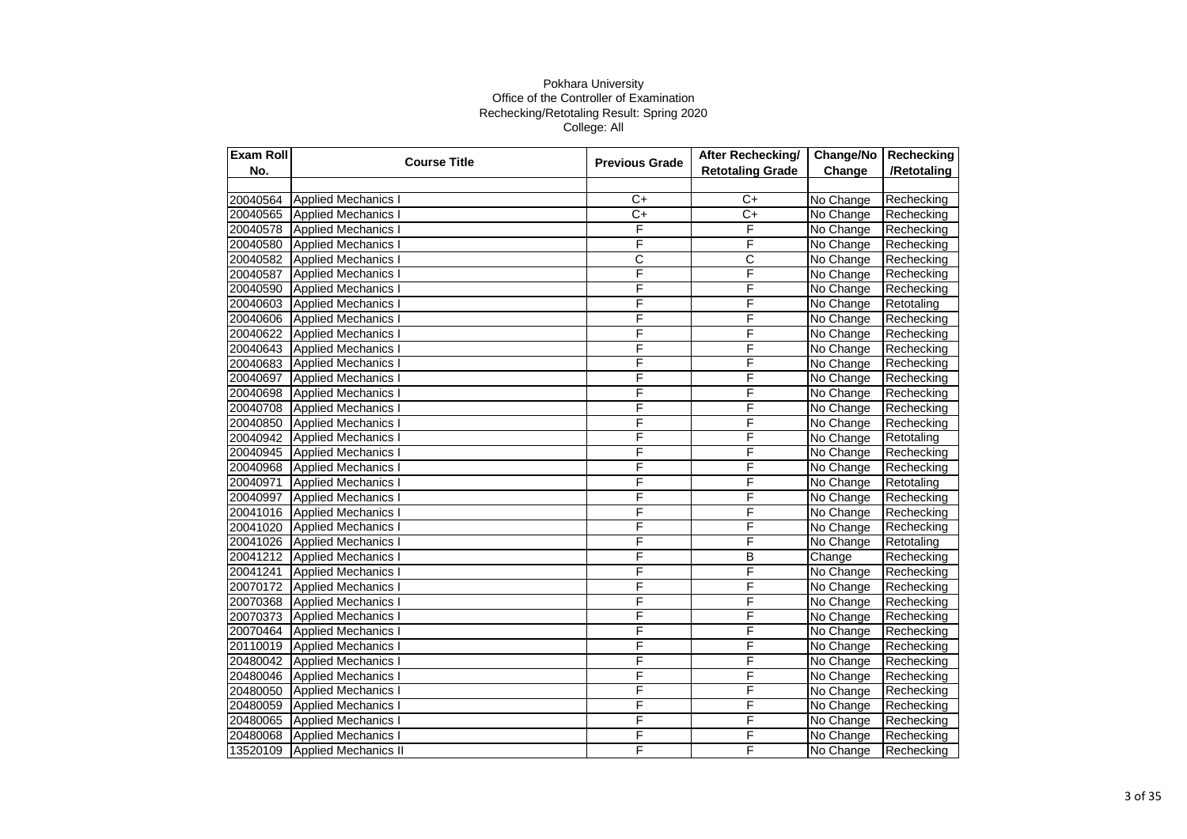Pokhara University

Office of the Controller of Examination

Rechecking/Retotaling Result: Spring 2020

College: All

| Exam Roll No. | Course Title | Previous Grade | After Rechecking/ Retotaling Grade | Change/No Change | Rechecking /Retotaling |
|---|---|---|---|---|---|
| | | | | | |
| 20040564 | Applied Mechanics I | C+ | C+ | No Change | Rechecking |
| 20040565 | Applied Mechanics I | C+ | C+ | No Change | Rechecking |
| 20040578 | Applied Mechanics I | F | F | No Change | Rechecking |
| 20040580 | Applied Mechanics I | F | F | No Change | Rechecking |
| 20040582 | Applied Mechanics I | C | C | No Change | Rechecking |
| 20040587 | Applied Mechanics I | F | F | No Change | Rechecking |
| 20040590 | Applied Mechanics I | F | F | No Change | Rechecking |
| 20040603 | Applied Mechanics I | F | F | No Change | Retotaling |
| 20040606 | Applied Mechanics I | F | F | No Change | Rechecking |
| 20040622 | Applied Mechanics I | F | F | No Change | Rechecking |
| 20040643 | Applied Mechanics I | F | F | No Change | Rechecking |
| 20040683 | Applied Mechanics I | F | F | No Change | Rechecking |
| 20040697 | Applied Mechanics I | F | F | No Change | Rechecking |
| 20040698 | Applied Mechanics I | F | F | No Change | Rechecking |
| 20040708 | Applied Mechanics I | F | F | No Change | Rechecking |
| 20040850 | Applied Mechanics I | F | F | No Change | Rechecking |
| 20040942 | Applied Mechanics I | F | F | No Change | Retotaling |
| 20040945 | Applied Mechanics I | F | F | No Change | Rechecking |
| 20040968 | Applied Mechanics I | F | F | No Change | Rechecking |
| 20040971 | Applied Mechanics I | F | F | No Change | Retotaling |
| 20040997 | Applied Mechanics I | F | F | No Change | Rechecking |
| 20041016 | Applied Mechanics I | F | F | No Change | Rechecking |
| 20041020 | Applied Mechanics I | F | F | No Change | Rechecking |
| 20041026 | Applied Mechanics I | F | F | No Change | Retotaling |
| 20041212 | Applied Mechanics I | F | B | Change | Rechecking |
| 20041241 | Applied Mechanics I | F | F | No Change | Rechecking |
| 20070172 | Applied Mechanics I | F | F | No Change | Rechecking |
| 20070368 | Applied Mechanics I | F | F | No Change | Rechecking |
| 20070373 | Applied Mechanics I | F | F | No Change | Rechecking |
| 20070464 | Applied Mechanics I | F | F | No Change | Rechecking |
| 20110019 | Applied Mechanics I | F | F | No Change | Rechecking |
| 20480042 | Applied Mechanics I | F | F | No Change | Rechecking |
| 20480046 | Applied Mechanics I | F | F | No Change | Rechecking |
| 20480050 | Applied Mechanics I | F | F | No Change | Rechecking |
| 20480059 | Applied Mechanics I | F | F | No Change | Rechecking |
| 20480065 | Applied Mechanics I | F | F | No Change | Rechecking |
| 20480068 | Applied Mechanics I | F | F | No Change | Rechecking |
| 13520109 | Applied Mechanics II | F | F | No Change | Rechecking |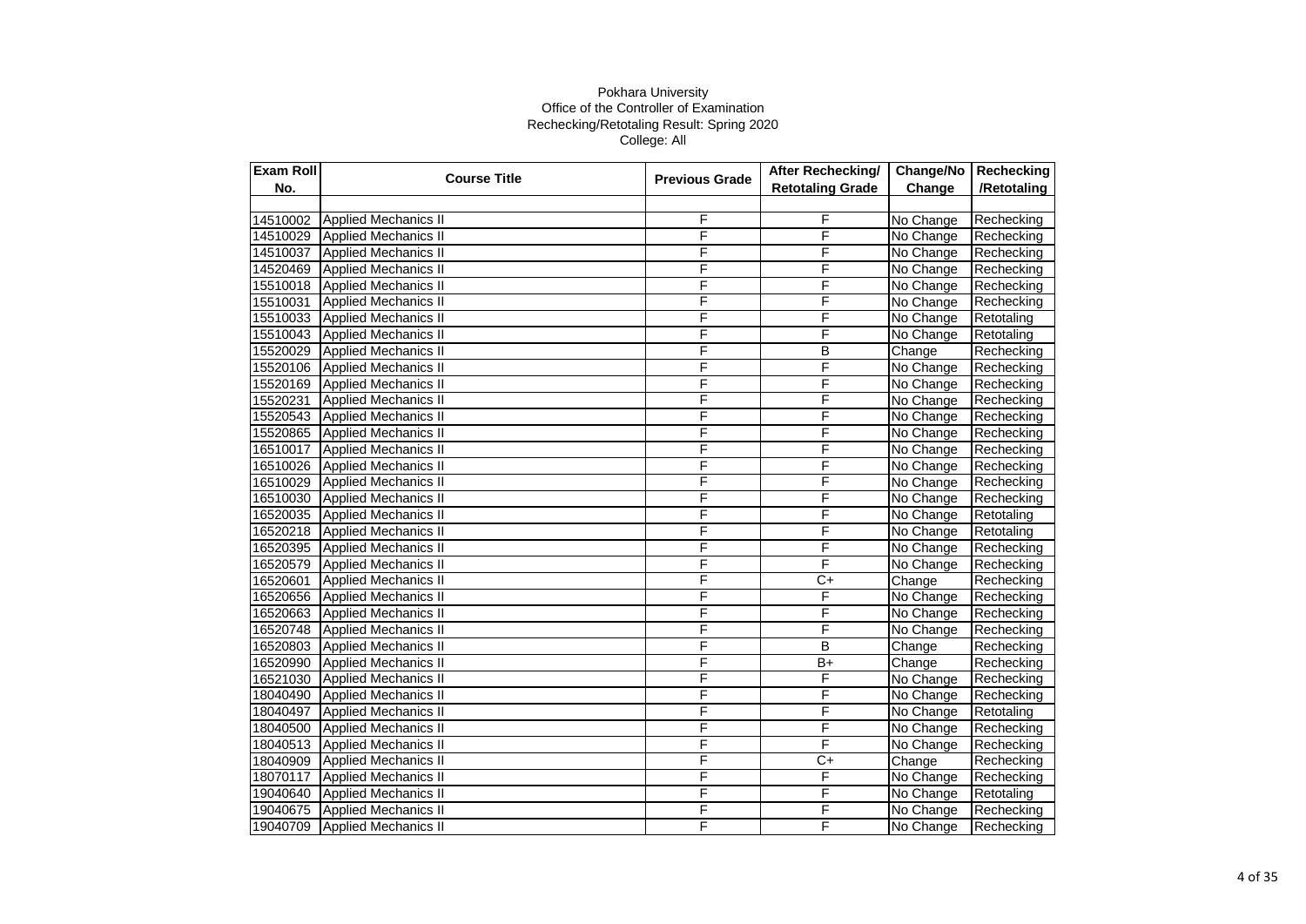Pokhara University
Office of the Controller of Examination
Rechecking/Retotaling Result: Spring 2020
College: All

| Exam Roll No. | Course Title | Previous Grade | After Rechecking/ Retotaling Grade | Change/No Change | Rechecking /Retotaling |
|---|---|---|---|---|---|
| | | | | | |
| 14510002 | Applied Mechanics II | F | F | No Change | Rechecking |
| 14510029 | Applied Mechanics II | F | F | No Change | Rechecking |
| 14510037 | Applied Mechanics II | F | F | No Change | Rechecking |
| 14520469 | Applied Mechanics II | F | F | No Change | Rechecking |
| 15510018 | Applied Mechanics II | F | F | No Change | Rechecking |
| 15510031 | Applied Mechanics II | F | F | No Change | Rechecking |
| 15510033 | Applied Mechanics II | F | F | No Change | Retotaling |
| 15510043 | Applied Mechanics II | F | F | No Change | Retotaling |
| 15520029 | Applied Mechanics II | F | B | Change | Rechecking |
| 15520106 | Applied Mechanics II | F | F | No Change | Rechecking |
| 15520169 | Applied Mechanics II | F | F | No Change | Rechecking |
| 15520231 | Applied Mechanics II | F | F | No Change | Rechecking |
| 15520543 | Applied Mechanics II | F | F | No Change | Rechecking |
| 15520865 | Applied Mechanics II | F | F | No Change | Rechecking |
| 16510017 | Applied Mechanics II | F | F | No Change | Rechecking |
| 16510026 | Applied Mechanics II | F | F | No Change | Rechecking |
| 16510029 | Applied Mechanics II | F | F | No Change | Rechecking |
| 16510030 | Applied Mechanics II | F | F | No Change | Rechecking |
| 16520035 | Applied Mechanics II | F | F | No Change | Retotaling |
| 16520218 | Applied Mechanics II | F | F | No Change | Retotaling |
| 16520395 | Applied Mechanics II | F | F | No Change | Rechecking |
| 16520579 | Applied Mechanics II | F | F | No Change | Rechecking |
| 16520601 | Applied Mechanics II | F | C+ | Change | Rechecking |
| 16520656 | Applied Mechanics II | F | F | No Change | Rechecking |
| 16520663 | Applied Mechanics II | F | F | No Change | Rechecking |
| 16520748 | Applied Mechanics II | F | F | No Change | Rechecking |
| 16520803 | Applied Mechanics II | F | B | Change | Rechecking |
| 16520990 | Applied Mechanics II | F | B+ | Change | Rechecking |
| 16521030 | Applied Mechanics II | F | F | No Change | Rechecking |
| 18040490 | Applied Mechanics II | F | F | No Change | Rechecking |
| 18040497 | Applied Mechanics II | F | F | No Change | Retotaling |
| 18040500 | Applied Mechanics II | F | F | No Change | Rechecking |
| 18040513 | Applied Mechanics II | F | F | No Change | Rechecking |
| 18040909 | Applied Mechanics II | F | C+ | Change | Rechecking |
| 18070117 | Applied Mechanics II | F | F | No Change | Rechecking |
| 19040640 | Applied Mechanics II | F | F | No Change | Retotaling |
| 19040675 | Applied Mechanics II | F | F | No Change | Rechecking |
| 19040709 | Applied Mechanics II | F | F | No Change | Rechecking |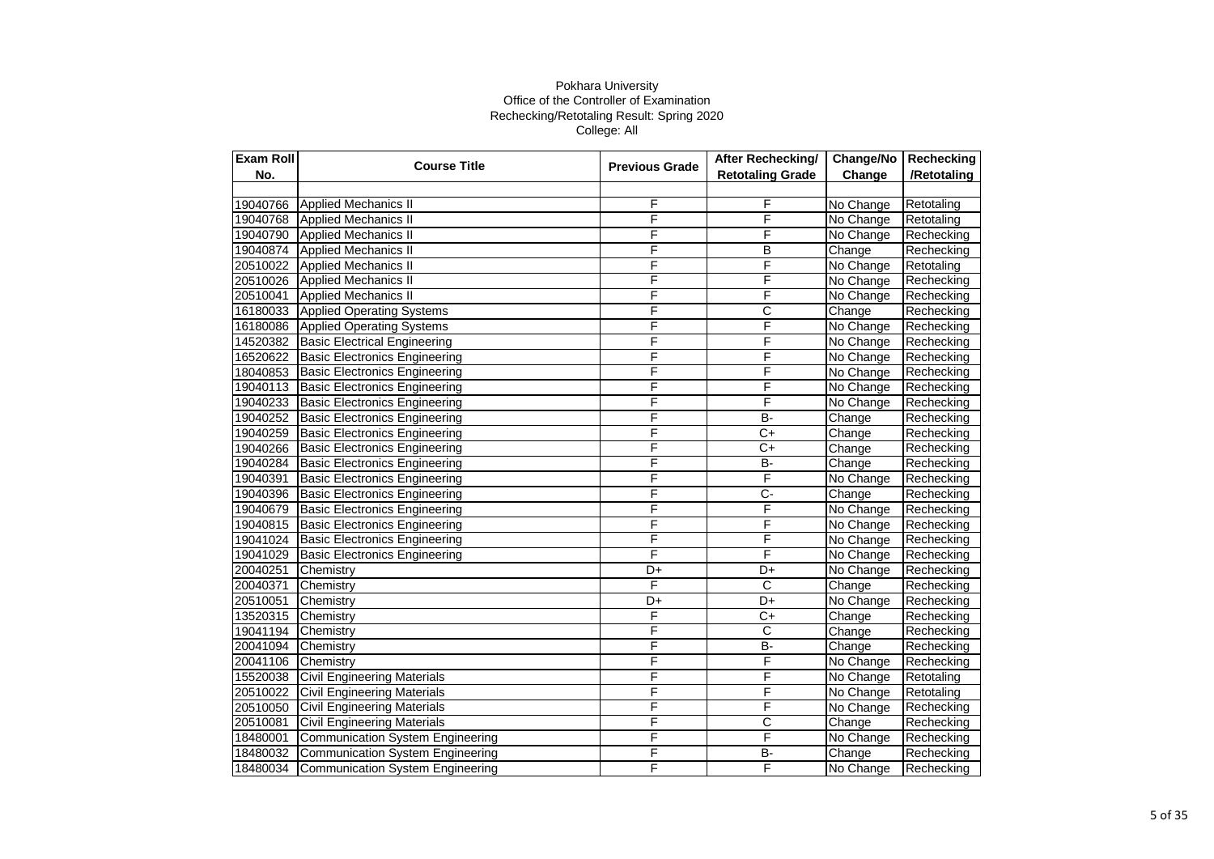Pokhara University
Office of the Controller of Examination
Rechecking/Retotaling Result: Spring 2020
College: All

| Exam Roll No. | Course Title | Previous Grade | After Rechecking/ Retotaling Grade | Change/No Change | Rechecking /Retotaling |
|---|---|---|---|---|---|
| | | | | | |
| 19040766 | Applied Mechanics II | F | F | No Change | Retotaling |
| 19040768 | Applied Mechanics II | F | F | No Change | Retotaling |
| 19040790 | Applied Mechanics II | F | F | No Change | Rechecking |
| 19040874 | Applied Mechanics II | F | B | Change | Rechecking |
| 20510022 | Applied Mechanics II | F | F | No Change | Retotaling |
| 20510026 | Applied Mechanics II | F | F | No Change | Rechecking |
| 20510041 | Applied Mechanics II | F | F | No Change | Rechecking |
| 16180033 | Applied Operating Systems | F | C | Change | Rechecking |
| 16180086 | Applied Operating Systems | F | F | No Change | Rechecking |
| 14520382 | Basic Electrical Engineering | F | F | No Change | Rechecking |
| 16520622 | Basic Electronics Engineering | F | F | No Change | Rechecking |
| 18040853 | Basic Electronics Engineering | F | F | No Change | Rechecking |
| 19040113 | Basic Electronics Engineering | F | F | No Change | Rechecking |
| 19040233 | Basic Electronics Engineering | F | F | No Change | Rechecking |
| 19040252 | Basic Electronics Engineering | F | B- | Change | Rechecking |
| 19040259 | Basic Electronics Engineering | F | C+ | Change | Rechecking |
| 19040266 | Basic Electronics Engineering | F | C+ | Change | Rechecking |
| 19040284 | Basic Electronics Engineering | F | B- | Change | Rechecking |
| 19040391 | Basic Electronics Engineering | F | F | No Change | Rechecking |
| 19040396 | Basic Electronics Engineering | F | C- | Change | Rechecking |
| 19040679 | Basic Electronics Engineering | F | F | No Change | Rechecking |
| 19040815 | Basic Electronics Engineering | F | F | No Change | Rechecking |
| 19041024 | Basic Electronics Engineering | F | F | No Change | Rechecking |
| 19041029 | Basic Electronics Engineering | F | F | No Change | Rechecking |
| 20040251 | Chemistry | D+ | D+ | No Change | Rechecking |
| 20040371 | Chemistry | F | C | Change | Rechecking |
| 20510051 | Chemistry | D+ | D+ | No Change | Rechecking |
| 13520315 | Chemistry | F | C+ | Change | Rechecking |
| 19041194 | Chemistry | F | C | Change | Rechecking |
| 20041094 | Chemistry | F | B- | Change | Rechecking |
| 20041106 | Chemistry | F | F | No Change | Rechecking |
| 15520038 | Civil Engineering Materials | F | F | No Change | Retotaling |
| 20510022 | Civil Engineering Materials | F | F | No Change | Retotaling |
| 20510050 | Civil Engineering Materials | F | F | No Change | Rechecking |
| 20510081 | Civil Engineering Materials | F | C | Change | Rechecking |
| 18480001 | Communication System Engineering | F | F | No Change | Rechecking |
| 18480032 | Communication System Engineering | F | B- | Change | Rechecking |
| 18480034 | Communication System Engineering | F | F | No Change | Rechecking |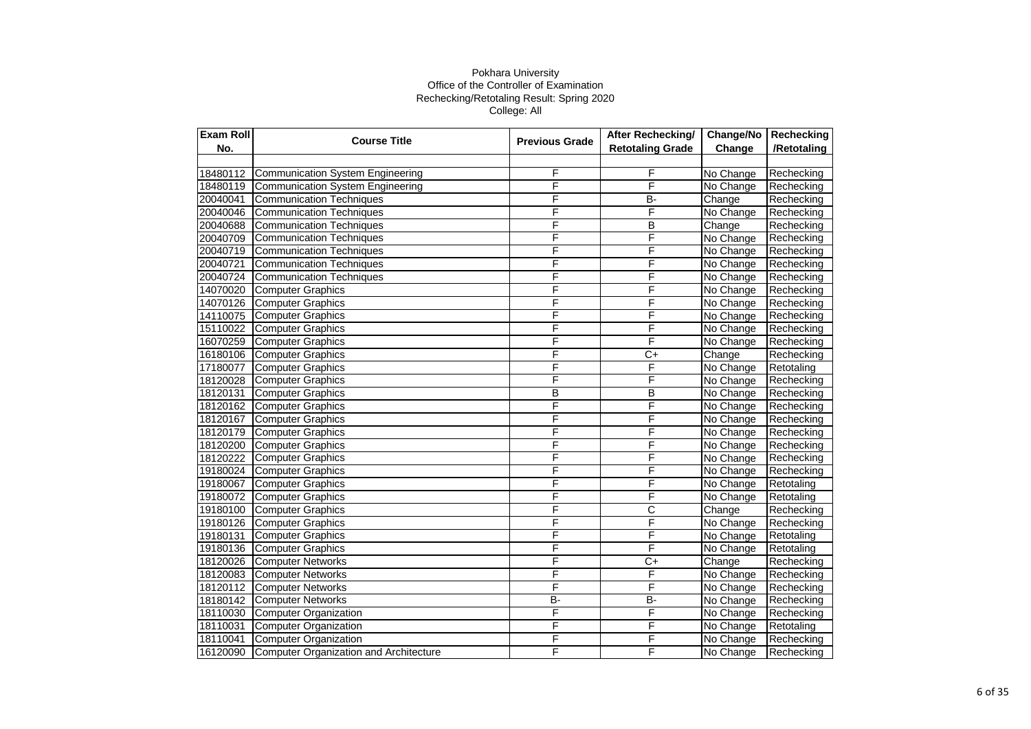Pokhara University

Office of the Controller of Examination

Rechecking/Retotaling Result: Spring 2020

College: All

| Exam Roll No. | Course Title | Previous Grade | After Rechecking/ Retotaling Grade | Change/No Change | Rechecking /Retotaling |
|---|---|---|---|---|---|
| | | | | | |
| 18480112 | Communication System Engineering | F | F | No Change | Rechecking |
| 18480119 | Communication System Engineering | F | F | No Change | Rechecking |
| 20040041 | Communication Techniques | F | B- | Change | Rechecking |
| 20040046 | Communication Techniques | F | F | No Change | Rechecking |
| 20040688 | Communication Techniques | F | B | Change | Rechecking |
| 20040709 | Communication Techniques | F | F | No Change | Rechecking |
| 20040719 | Communication Techniques | F | F | No Change | Rechecking |
| 20040721 | Communication Techniques | F | F | No Change | Rechecking |
| 20040724 | Communication Techniques | F | F | No Change | Rechecking |
| 14070020 | Computer Graphics | F | F | No Change | Rechecking |
| 14070126 | Computer Graphics | F | F | No Change | Rechecking |
| 14110075 | Computer Graphics | F | F | No Change | Rechecking |
| 15110022 | Computer Graphics | F | F | No Change | Rechecking |
| 16070259 | Computer Graphics | F | F | No Change | Rechecking |
| 16180106 | Computer Graphics | F | C+ | Change | Rechecking |
| 17180077 | Computer Graphics | F | F | No Change | Retotaling |
| 18120028 | Computer Graphics | F | F | No Change | Rechecking |
| 18120131 | Computer Graphics | B | B | No Change | Rechecking |
| 18120162 | Computer Graphics | F | F | No Change | Rechecking |
| 18120167 | Computer Graphics | F | F | No Change | Rechecking |
| 18120179 | Computer Graphics | F | F | No Change | Rechecking |
| 18120200 | Computer Graphics | F | F | No Change | Rechecking |
| 18120222 | Computer Graphics | F | F | No Change | Rechecking |
| 19180024 | Computer Graphics | F | F | No Change | Rechecking |
| 19180067 | Computer Graphics | F | F | No Change | Retotaling |
| 19180072 | Computer Graphics | F | F | No Change | Retotaling |
| 19180100 | Computer Graphics | F | C | Change | Rechecking |
| 19180126 | Computer Graphics | F | F | No Change | Rechecking |
| 19180131 | Computer Graphics | F | F | No Change | Retotaling |
| 19180136 | Computer Graphics | F | F | No Change | Retotaling |
| 18120026 | Computer Networks | F | C+ | Change | Rechecking |
| 18120083 | Computer Networks | F | F | No Change | Rechecking |
| 18120112 | Computer Networks | F | F | No Change | Rechecking |
| 18180142 | Computer Networks | B- | B- | No Change | Rechecking |
| 18110030 | Computer Organization | F | F | No Change | Rechecking |
| 18110031 | Computer Organization | F | F | No Change | Retotaling |
| 18110041 | Computer Organization | F | F | No Change | Rechecking |
| 16120090 | Computer Organization and Architecture | F | F | No Change | Rechecking |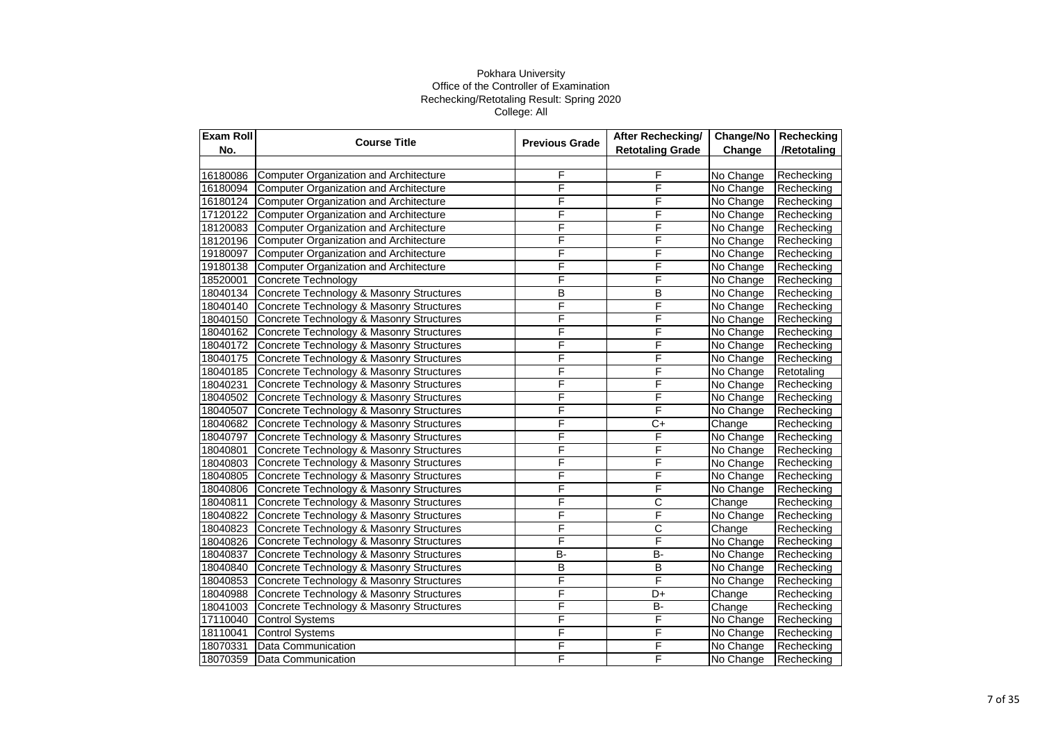Pokhara University
Office of the Controller of Examination
Rechecking/Retotaling Result: Spring 2020
College: All

| Exam Roll No. | Course Title | Previous Grade | After Rechecking/ Retotaling Grade | Change/No Change | Rechecking /Retotaling |
|---|---|---|---|---|---|
| 16180086 | Computer Organization and Architecture | F | F | No Change | Rechecking |
| 16180094 | Computer Organization and Architecture | F | F | No Change | Rechecking |
| 16180124 | Computer Organization and Architecture | F | F | No Change | Rechecking |
| 17120122 | Computer Organization and Architecture | F | F | No Change | Rechecking |
| 18120083 | Computer Organization and Architecture | F | F | No Change | Rechecking |
| 18120196 | Computer Organization and Architecture | F | F | No Change | Rechecking |
| 19180097 | Computer Organization and Architecture | F | F | No Change | Rechecking |
| 19180138 | Computer Organization and Architecture | F | F | No Change | Rechecking |
| 18520001 | Concrete Technology | F | F | No Change | Rechecking |
| 18040134 | Concrete Technology & Masonry Structures | B | B | No Change | Rechecking |
| 18040140 | Concrete Technology & Masonry Structures | F | F | No Change | Rechecking |
| 18040150 | Concrete Technology & Masonry Structures | F | F | No Change | Rechecking |
| 18040162 | Concrete Technology & Masonry Structures | F | F | No Change | Rechecking |
| 18040172 | Concrete Technology & Masonry Structures | F | F | No Change | Rechecking |
| 18040175 | Concrete Technology & Masonry Structures | F | F | No Change | Rechecking |
| 18040185 | Concrete Technology & Masonry Structures | F | F | No Change | Retotaling |
| 18040231 | Concrete Technology & Masonry Structures | F | F | No Change | Rechecking |
| 18040502 | Concrete Technology & Masonry Structures | F | F | No Change | Rechecking |
| 18040507 | Concrete Technology & Masonry Structures | F | F | No Change | Rechecking |
| 18040682 | Concrete Technology & Masonry Structures | F | C+ | Change | Rechecking |
| 18040797 | Concrete Technology & Masonry Structures | F | F | No Change | Rechecking |
| 18040801 | Concrete Technology & Masonry Structures | F | F | No Change | Rechecking |
| 18040803 | Concrete Technology & Masonry Structures | F | F | No Change | Rechecking |
| 18040805 | Concrete Technology & Masonry Structures | F | F | No Change | Rechecking |
| 18040806 | Concrete Technology & Masonry Structures | F | F | No Change | Rechecking |
| 18040811 | Concrete Technology & Masonry Structures | F | C | Change | Rechecking |
| 18040822 | Concrete Technology & Masonry Structures | F | F | No Change | Rechecking |
| 18040823 | Concrete Technology & Masonry Structures | F | C | Change | Rechecking |
| 18040826 | Concrete Technology & Masonry Structures | F | F | No Change | Rechecking |
| 18040837 | Concrete Technology & Masonry Structures | B- | B- | No Change | Rechecking |
| 18040840 | Concrete Technology & Masonry Structures | B | B | No Change | Rechecking |
| 18040853 | Concrete Technology & Masonry Structures | F | F | No Change | Rechecking |
| 18040988 | Concrete Technology & Masonry Structures | F | D+ | Change | Rechecking |
| 18041003 | Concrete Technology & Masonry Structures | F | B- | Change | Rechecking |
| 17110040 | Control Systems | F | F | No Change | Rechecking |
| 18110041 | Control Systems | F | F | No Change | Rechecking |
| 18070331 | Data Communication | F | F | No Change | Rechecking |
| 18070359 | Data Communication | F | F | No Change | Rechecking |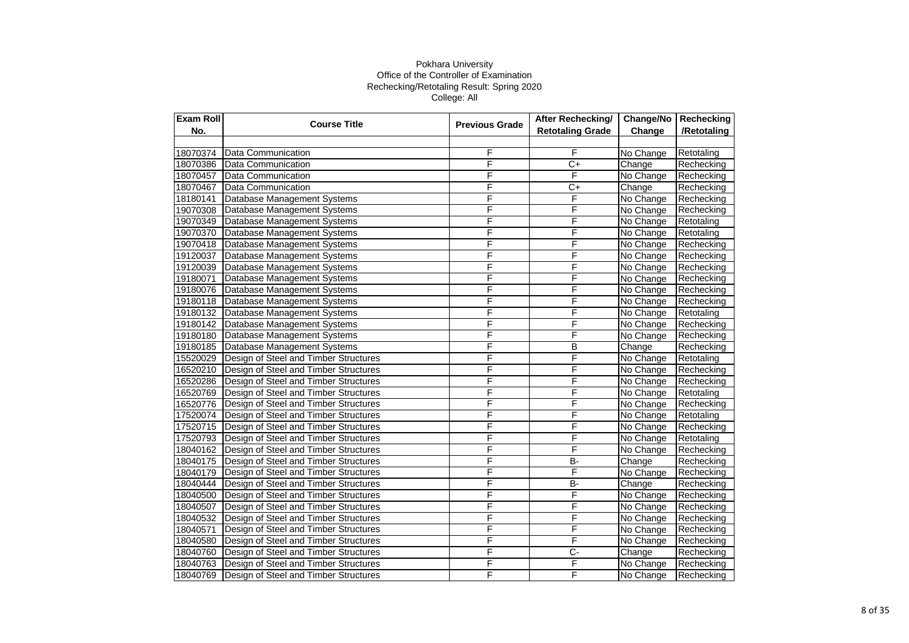Pokhara University
Office of the Controller of Examination
Rechecking/Retotaling Result: Spring 2020
College: All

| Exam Roll No. | Course Title | Previous Grade | After Rechecking/ Retotaling Grade | Change/No Change | Rechecking /Retotaling |
|---|---|---|---|---|---|
| | | | | | |
| 18070374 | Data Communication | F | F | No Change | Retotaling |
| 18070386 | Data Communication | F | C+ | Change | Rechecking |
| 18070457 | Data Communication | F | F | No Change | Rechecking |
| 18070467 | Data Communication | F | C+ | Change | Rechecking |
| 18180141 | Database Management Systems | F | F | No Change | Rechecking |
| 19070308 | Database Management Systems | F | F | No Change | Rechecking |
| 19070349 | Database Management Systems | F | F | No Change | Retotaling |
| 19070370 | Database Management Systems | F | F | No Change | Retotaling |
| 19070418 | Database Management Systems | F | F | No Change | Rechecking |
| 19120037 | Database Management Systems | F | F | No Change | Rechecking |
| 19120039 | Database Management Systems | F | F | No Change | Rechecking |
| 19180071 | Database Management Systems | F | F | No Change | Rechecking |
| 19180076 | Database Management Systems | F | F | No Change | Rechecking |
| 19180118 | Database Management Systems | F | F | No Change | Rechecking |
| 19180132 | Database Management Systems | F | F | No Change | Retotaling |
| 19180142 | Database Management Systems | F | F | No Change | Rechecking |
| 19180180 | Database Management Systems | F | F | No Change | Rechecking |
| 19180185 | Database Management Systems | F | B | Change | Rechecking |
| 15520029 | Design of Steel and Timber Structures | F | F | No Change | Retotaling |
| 16520210 | Design of Steel and Timber Structures | F | F | No Change | Rechecking |
| 16520286 | Design of Steel and Timber Structures | F | F | No Change | Rechecking |
| 16520769 | Design of Steel and Timber Structures | F | F | No Change | Retotaling |
| 16520776 | Design of Steel and Timber Structures | F | F | No Change | Rechecking |
| 17520074 | Design of Steel and Timber Structures | F | F | No Change | Retotaling |
| 17520715 | Design of Steel and Timber Structures | F | F | No Change | Rechecking |
| 17520793 | Design of Steel and Timber Structures | F | F | No Change | Retotaling |
| 18040162 | Design of Steel and Timber Structures | F | F | No Change | Rechecking |
| 18040175 | Design of Steel and Timber Structures | F | B- | Change | Rechecking |
| 18040179 | Design of Steel and Timber Structures | F | F | No Change | Rechecking |
| 18040444 | Design of Steel and Timber Structures | F | B- | Change | Rechecking |
| 18040500 | Design of Steel and Timber Structures | F | F | No Change | Rechecking |
| 18040507 | Design of Steel and Timber Structures | F | F | No Change | Rechecking |
| 18040532 | Design of Steel and Timber Structures | F | F | No Change | Rechecking |
| 18040571 | Design of Steel and Timber Structures | F | F | No Change | Rechecking |
| 18040580 | Design of Steel and Timber Structures | F | F | No Change | Rechecking |
| 18040760 | Design of Steel and Timber Structures | F | C- | Change | Rechecking |
| 18040763 | Design of Steel and Timber Structures | F | F | No Change | Rechecking |
| 18040769 | Design of Steel and Timber Structures | F | F | No Change | Rechecking |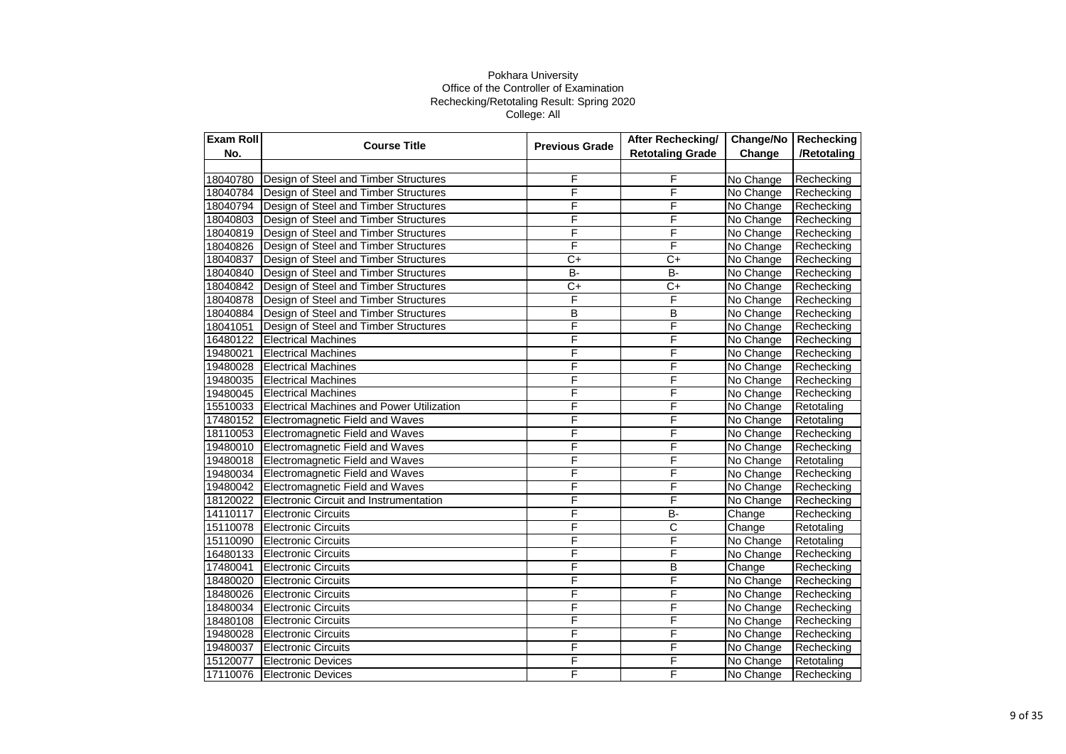Pokhara University
Office of the Controller of Examination
Rechecking/Retotaling Result: Spring 2020
College: All

| Exam Roll No. | Course Title | Previous Grade | After Rechecking/ Retotaling Grade | Change/No Change | Rechecking /Retotaling |
|---|---|---|---|---|---|
| | | | | | |
| 18040780 | Design of Steel and Timber Structures | F | F | No Change | Rechecking |
| 18040784 | Design of Steel and Timber Structures | F | F | No Change | Rechecking |
| 18040794 | Design of Steel and Timber Structures | F | F | No Change | Rechecking |
| 18040803 | Design of Steel and Timber Structures | F | F | No Change | Rechecking |
| 18040819 | Design of Steel and Timber Structures | F | F | No Change | Rechecking |
| 18040826 | Design of Steel and Timber Structures | F | F | No Change | Rechecking |
| 18040837 | Design of Steel and Timber Structures | C+ | C+ | No Change | Rechecking |
| 18040840 | Design of Steel and Timber Structures | B- | B- | No Change | Rechecking |
| 18040842 | Design of Steel and Timber Structures | C+ | C+ | No Change | Rechecking |
| 18040878 | Design of Steel and Timber Structures | F | F | No Change | Rechecking |
| 18040884 | Design of Steel and Timber Structures | B | B | No Change | Rechecking |
| 18041051 | Design of Steel and Timber Structures | F | F | No Change | Rechecking |
| 16480122 | Electrical Machines | F | F | No Change | Rechecking |
| 19480021 | Electrical Machines | F | F | No Change | Rechecking |
| 19480028 | Electrical Machines | F | F | No Change | Rechecking |
| 19480035 | Electrical Machines | F | F | No Change | Rechecking |
| 19480045 | Electrical Machines | F | F | No Change | Rechecking |
| 15510033 | Electrical Machines and Power Utilization | F | F | No Change | Retotaling |
| 17480152 | Electromagnetic Field and Waves | F | F | No Change | Retotaling |
| 18110053 | Electromagnetic Field and Waves | F | F | No Change | Rechecking |
| 19480010 | Electromagnetic Field and Waves | F | F | No Change | Rechecking |
| 19480018 | Electromagnetic Field and Waves | F | F | No Change | Retotaling |
| 19480034 | Electromagnetic Field and Waves | F | F | No Change | Rechecking |
| 19480042 | Electromagnetic Field and Waves | F | F | No Change | Rechecking |
| 18120022 | Electronic Circuit and Instrumentation | F | F | No Change | Rechecking |
| 14110117 | Electronic Circuits | F | B- | Change | Rechecking |
| 15110078 | Electronic Circuits | F | C | Change | Retotaling |
| 15110090 | Electronic Circuits | F | F | No Change | Retotaling |
| 16480133 | Electronic Circuits | F | F | No Change | Rechecking |
| 17480041 | Electronic Circuits | F | B | Change | Rechecking |
| 18480020 | Electronic Circuits | F | F | No Change | Rechecking |
| 18480026 | Electronic Circuits | F | F | No Change | Rechecking |
| 18480034 | Electronic Circuits | F | F | No Change | Rechecking |
| 18480108 | Electronic Circuits | F | F | No Change | Rechecking |
| 19480028 | Electronic Circuits | F | F | No Change | Rechecking |
| 19480037 | Electronic Circuits | F | F | No Change | Rechecking |
| 15120077 | Electronic Devices | F | F | No Change | Retotaling |
| 17110076 | Electronic Devices | F | F | No Change | Rechecking |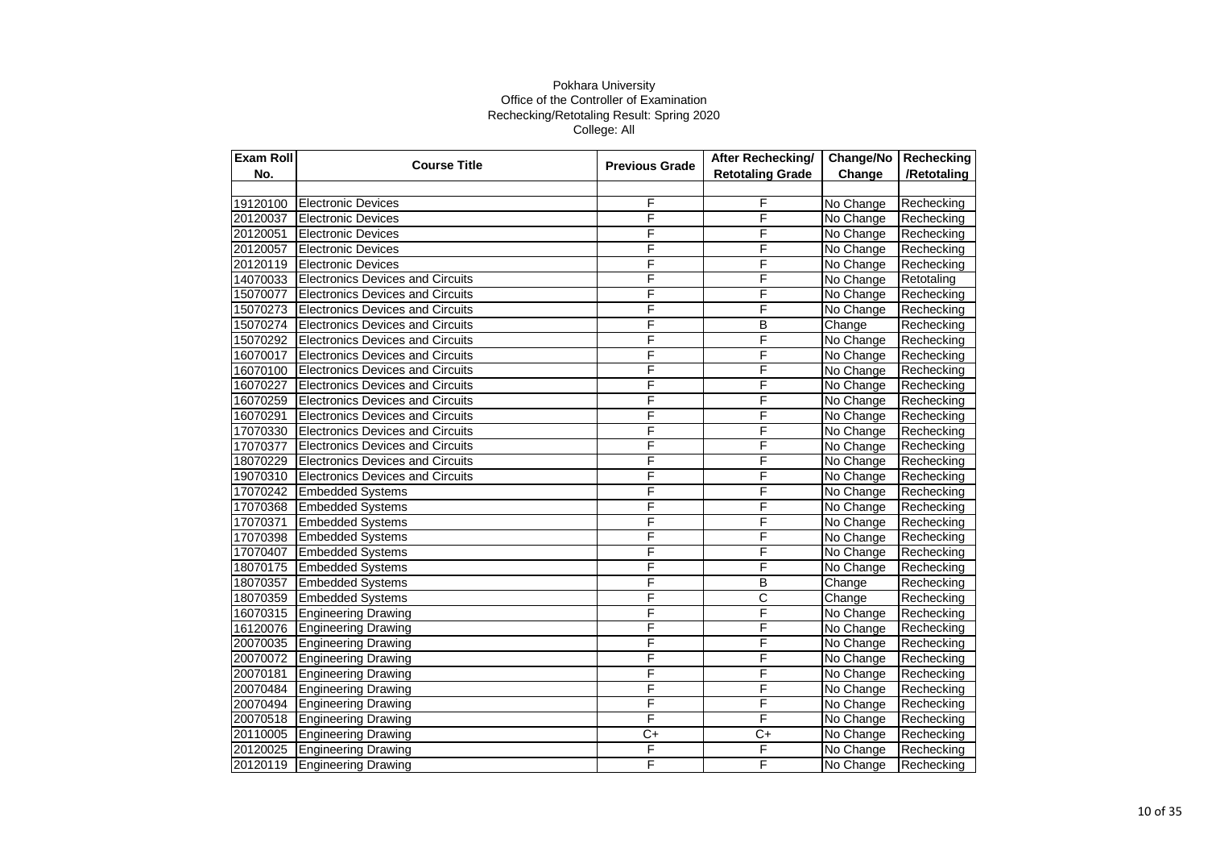Pokhara University
Office of the Controller of Examination
Rechecking/Retotaling Result: Spring 2020
College: All

| Exam Roll No. | Course Title | Previous Grade | After Rechecking/ Retotaling Grade | Change/No Change | Rechecking /Retotaling |
|---|---|---|---|---|---|
| | | | | | |
| 19120100 | Electronic Devices | F | F | No Change | Rechecking |
| 20120037 | Electronic Devices | F | F | No Change | Rechecking |
| 20120051 | Electronic Devices | F | F | No Change | Rechecking |
| 20120057 | Electronic Devices | F | F | No Change | Rechecking |
| 20120119 | Electronic Devices | F | F | No Change | Rechecking |
| 14070033 | Electronics Devices and Circuits | F | F | No Change | Retotaling |
| 15070077 | Electronics Devices and Circuits | F | F | No Change | Rechecking |
| 15070273 | Electronics Devices and Circuits | F | F | No Change | Rechecking |
| 15070274 | Electronics Devices and Circuits | F | B | Change | Rechecking |
| 15070292 | Electronics Devices and Circuits | F | F | No Change | Rechecking |
| 16070017 | Electronics Devices and Circuits | F | F | No Change | Rechecking |
| 16070100 | Electronics Devices and Circuits | F | F | No Change | Rechecking |
| 16070227 | Electronics Devices and Circuits | F | F | No Change | Rechecking |
| 16070259 | Electronics Devices and Circuits | F | F | No Change | Rechecking |
| 16070291 | Electronics Devices and Circuits | F | F | No Change | Rechecking |
| 17070330 | Electronics Devices and Circuits | F | F | No Change | Rechecking |
| 17070377 | Electronics Devices and Circuits | F | F | No Change | Rechecking |
| 18070229 | Electronics Devices and Circuits | F | F | No Change | Rechecking |
| 19070310 | Electronics Devices and Circuits | F | F | No Change | Rechecking |
| 17070242 | Embedded Systems | F | F | No Change | Rechecking |
| 17070368 | Embedded Systems | F | F | No Change | Rechecking |
| 17070371 | Embedded Systems | F | F | No Change | Rechecking |
| 17070398 | Embedded Systems | F | F | No Change | Rechecking |
| 17070407 | Embedded Systems | F | F | No Change | Rechecking |
| 18070175 | Embedded Systems | F | F | No Change | Rechecking |
| 18070357 | Embedded Systems | F | B | Change | Rechecking |
| 18070359 | Embedded Systems | F | C | Change | Rechecking |
| 16070315 | Engineering Drawing | F | F | No Change | Rechecking |
| 16120076 | Engineering Drawing | F | F | No Change | Rechecking |
| 20070035 | Engineering Drawing | F | F | No Change | Rechecking |
| 20070072 | Engineering Drawing | F | F | No Change | Rechecking |
| 20070181 | Engineering Drawing | F | F | No Change | Rechecking |
| 20070484 | Engineering Drawing | F | F | No Change | Rechecking |
| 20070494 | Engineering Drawing | F | F | No Change | Rechecking |
| 20070518 | Engineering Drawing | F | F | No Change | Rechecking |
| 20110005 | Engineering Drawing | C+ | C+ | No Change | Rechecking |
| 20120025 | Engineering Drawing | F | F | No Change | Rechecking |
| 20120119 | Engineering Drawing | F | F | No Change | Rechecking |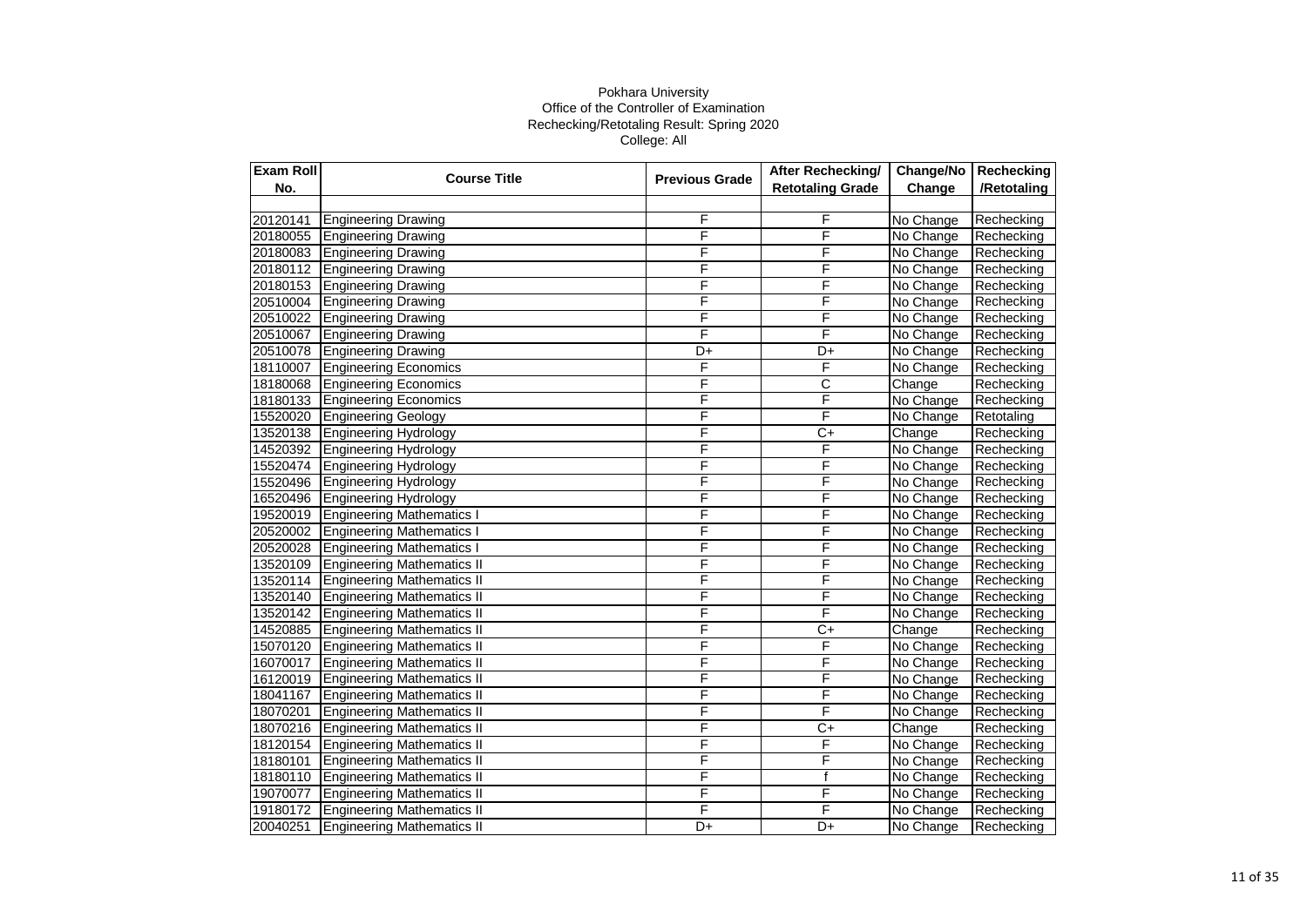Pokhara University
Office of the Controller of Examination
Rechecking/Retotaling Result: Spring 2020
College: All

| Exam Roll No. | Course Title | Previous Grade | After Rechecking/ Retotaling Grade | Change/No Change | Rechecking /Retotaling |
|---|---|---|---|---|---|
| | | | | | |
| 20120141 | Engineering Drawing | F | F | No Change | Rechecking |
| 20180055 | Engineering Drawing | F | F | No Change | Rechecking |
| 20180083 | Engineering Drawing | F | F | No Change | Rechecking |
| 20180112 | Engineering Drawing | F | F | No Change | Rechecking |
| 20180153 | Engineering Drawing | F | F | No Change | Rechecking |
| 20510004 | Engineering Drawing | F | F | No Change | Rechecking |
| 20510022 | Engineering Drawing | F | F | No Change | Rechecking |
| 20510067 | Engineering Drawing | F | F | No Change | Rechecking |
| 20510078 | Engineering Drawing | D+ | D+ | No Change | Rechecking |
| 18110007 | Engineering Economics | F | F | No Change | Rechecking |
| 18180068 | Engineering Economics | F | C | Change | Rechecking |
| 18180133 | Engineering Economics | F | F | No Change | Rechecking |
| 15520020 | Engineering Geology | F | F | No Change | Retotaling |
| 13520138 | Engineering Hydrology | F | C+ | Change | Rechecking |
| 14520392 | Engineering Hydrology | F | F | No Change | Rechecking |
| 15520474 | Engineering Hydrology | F | F | No Change | Rechecking |
| 15520496 | Engineering Hydrology | F | F | No Change | Rechecking |
| 16520496 | Engineering Hydrology | F | F | No Change | Rechecking |
| 19520019 | Engineering Mathematics I | F | F | No Change | Rechecking |
| 20520002 | Engineering Mathematics I | F | F | No Change | Rechecking |
| 20520028 | Engineering Mathematics I | F | F | No Change | Rechecking |
| 13520109 | Engineering Mathematics II | F | F | No Change | Rechecking |
| 13520114 | Engineering Mathematics II | F | F | No Change | Rechecking |
| 13520140 | Engineering Mathematics II | F | F | No Change | Rechecking |
| 13520142 | Engineering Mathematics II | F | F | No Change | Rechecking |
| 14520885 | Engineering Mathematics II | F | C+ | Change | Rechecking |
| 15070120 | Engineering Mathematics II | F | F | No Change | Rechecking |
| 16070017 | Engineering Mathematics II | F | F | No Change | Rechecking |
| 16120019 | Engineering Mathematics II | F | F | No Change | Rechecking |
| 18041167 | Engineering Mathematics II | F | F | No Change | Rechecking |
| 18070201 | Engineering Mathematics II | F | F | No Change | Rechecking |
| 18070216 | Engineering Mathematics II | F | C+ | Change | Rechecking |
| 18120154 | Engineering Mathematics II | F | F | No Change | Rechecking |
| 18180101 | Engineering Mathematics II | F | F | No Change | Rechecking |
| 18180110 | Engineering Mathematics II | F | f | No Change | Rechecking |
| 19070077 | Engineering Mathematics II | F | F | No Change | Rechecking |
| 19180172 | Engineering Mathematics II | F | F | No Change | Rechecking |
| 20040251 | Engineering Mathematics II | D+ | D+ | No Change | Rechecking |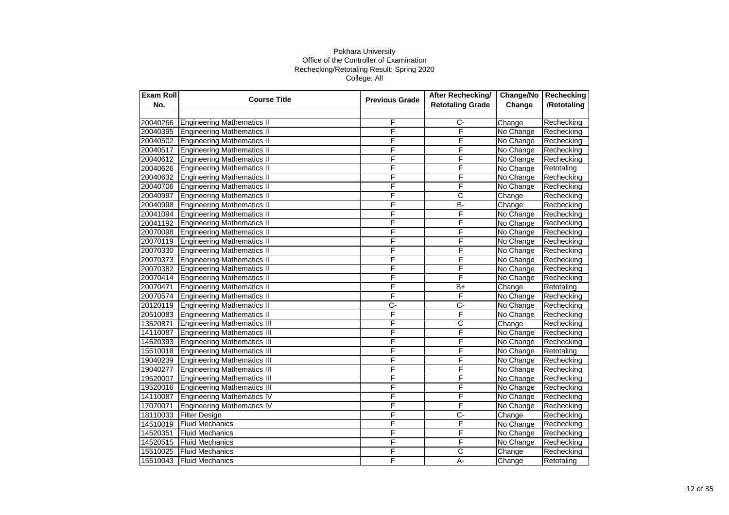Pokhara University
Office of the Controller of Examination
Rechecking/Retotaling Result: Spring 2020
College: All

| Exam Roll No. | Course Title | Previous Grade | After Rechecking/ Retotaling Grade | Change/No Change | Rechecking /Retotaling |
|---|---|---|---|---|---|
| | | | | | |
| 20040266 | Engineering Mathematics II | F | C- | Change | Rechecking |
| 20040395 | Engineering Mathematics II | F | F | No Change | Rechecking |
| 20040502 | Engineering Mathematics II | F | F | No Change | Rechecking |
| 20040517 | Engineering Mathematics II | F | F | No Change | Rechecking |
| 20040612 | Engineering Mathematics II | F | F | No Change | Rechecking |
| 20040626 | Engineering Mathematics II | F | F | No Change | Retotaling |
| 20040632 | Engineering Mathematics II | F | F | No Change | Rechecking |
| 20040706 | Engineering Mathematics II | F | F | No Change | Rechecking |
| 20040997 | Engineering Mathematics II | F | C | Change | Rechecking |
| 20040998 | Engineering Mathematics II | F | B- | Change | Rechecking |
| 20041094 | Engineering Mathematics II | F | F | No Change | Rechecking |
| 20041192 | Engineering Mathematics II | F | F | No Change | Rechecking |
| 20070098 | Engineering Mathematics II | F | F | No Change | Rechecking |
| 20070119 | Engineering Mathematics II | F | F | No Change | Rechecking |
| 20070330 | Engineering Mathematics II | F | F | No Change | Rechecking |
| 20070373 | Engineering Mathematics II | F | F | No Change | Rechecking |
| 20070382 | Engineering Mathematics II | F | F | No Change | Rechecking |
| 20070414 | Engineering Mathematics II | F | F | No Change | Rechecking |
| 20070471 | Engineering Mathematics II | F | B+ | Change | Retotaling |
| 20070574 | Engineering Mathematics II | F | F | No Change | Rechecking |
| 20120119 | Engineering Mathematics II | C- | C- | No Change | Rechecking |
| 20510083 | Engineering Mathematics II | F | F | No Change | Rechecking |
| 13520871 | Engineering Mathematics III | F | C | Change | Rechecking |
| 14110087 | Engineering Mathematics III | F | F | No Change | Rechecking |
| 14520393 | Engineering Mathematics III | F | F | No Change | Rechecking |
| 15510018 | Engineering Mathematics III | F | F | No Change | Retotaling |
| 19040239 | Engineering Mathematics III | F | F | No Change | Rechecking |
| 19040277 | Engineering Mathematics III | F | F | No Change | Rechecking |
| 19520007 | Engineering Mathematics III | F | F | No Change | Rechecking |
| 19520016 | Engineering Mathematics III | F | F | No Change | Rechecking |
| 14110087 | Engineering Mathematics IV | F | F | No Change | Rechecking |
| 17070071 | Engineering Mathematics IV | F | F | No Change | Rechecking |
| 18110033 | Filter Design | F | C- | Change | Rechecking |
| 14510019 | Fluid Mechanics | F | F | No Change | Rechecking |
| 14520351 | Fluid Mechanics | F | F | No Change | Rechecking |
| 14520515 | Fluid Mechanics | F | F | No Change | Rechecking |
| 15510025 | Fluid Mechanics | F | C | Change | Rechecking |
| 15510043 | Fluid Mechanics | F | A- | Change | Retotaling |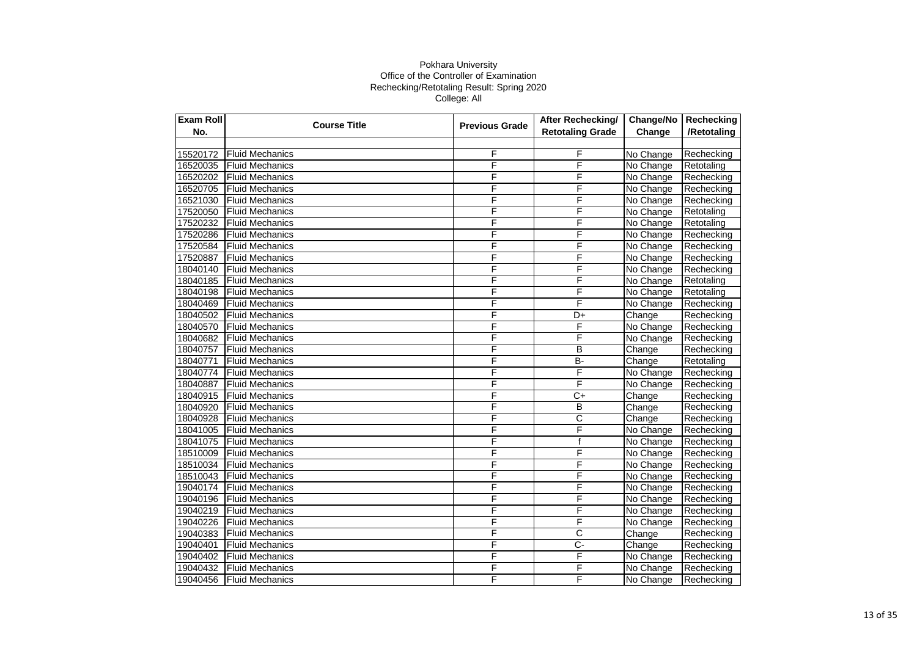Pokhara University
Office of the Controller of Examination
Rechecking/Retotaling Result: Spring 2020
College: All

| Exam Roll No. | Course Title | Previous Grade | After Rechecking/ Retotaling Grade | Change/No Change | Rechecking /Retotaling |
|---|---|---|---|---|---|
| | | | | | |
| 15520172 | Fluid Mechanics | F | F | No Change | Rechecking |
| 16520035 | Fluid Mechanics | F | F | No Change | Retotaling |
| 16520202 | Fluid Mechanics | F | F | No Change | Rechecking |
| 16520705 | Fluid Mechanics | F | F | No Change | Rechecking |
| 16521030 | Fluid Mechanics | F | F | No Change | Rechecking |
| 17520050 | Fluid Mechanics | F | F | No Change | Retotaling |
| 17520232 | Fluid Mechanics | F | F | No Change | Retotaling |
| 17520286 | Fluid Mechanics | F | F | No Change | Rechecking |
| 17520584 | Fluid Mechanics | F | F | No Change | Rechecking |
| 17520887 | Fluid Mechanics | F | F | No Change | Rechecking |
| 18040140 | Fluid Mechanics | F | F | No Change | Rechecking |
| 18040185 | Fluid Mechanics | F | F | No Change | Retotaling |
| 18040198 | Fluid Mechanics | F | F | No Change | Retotaling |
| 18040469 | Fluid Mechanics | F | F | No Change | Rechecking |
| 18040502 | Fluid Mechanics | F | D+ | Change | Rechecking |
| 18040570 | Fluid Mechanics | F | F | No Change | Rechecking |
| 18040682 | Fluid Mechanics | F | F | No Change | Rechecking |
| 18040757 | Fluid Mechanics | F | B | Change | Rechecking |
| 18040771 | Fluid Mechanics | F | B- | Change | Retotaling |
| 18040774 | Fluid Mechanics | F | F | No Change | Rechecking |
| 18040887 | Fluid Mechanics | F | F | No Change | Rechecking |
| 18040915 | Fluid Mechanics | F | C+ | Change | Rechecking |
| 18040920 | Fluid Mechanics | F | B | Change | Rechecking |
| 18040928 | Fluid Mechanics | F | C | Change | Rechecking |
| 18041005 | Fluid Mechanics | F | F | No Change | Rechecking |
| 18041075 | Fluid Mechanics | F | f | No Change | Rechecking |
| 18510009 | Fluid Mechanics | F | F | No Change | Rechecking |
| 18510034 | Fluid Mechanics | F | F | No Change | Rechecking |
| 18510043 | Fluid Mechanics | F | F | No Change | Rechecking |
| 19040174 | Fluid Mechanics | F | F | No Change | Rechecking |
| 19040196 | Fluid Mechanics | F | F | No Change | Rechecking |
| 19040219 | Fluid Mechanics | F | F | No Change | Rechecking |
| 19040226 | Fluid Mechanics | F | F | No Change | Rechecking |
| 19040383 | Fluid Mechanics | F | C | Change | Rechecking |
| 19040401 | Fluid Mechanics | F | C- | Change | Rechecking |
| 19040402 | Fluid Mechanics | F | F | No Change | Rechecking |
| 19040432 | Fluid Mechanics | F | F | No Change | Rechecking |
| 19040456 | Fluid Mechanics | F | F | No Change | Rechecking |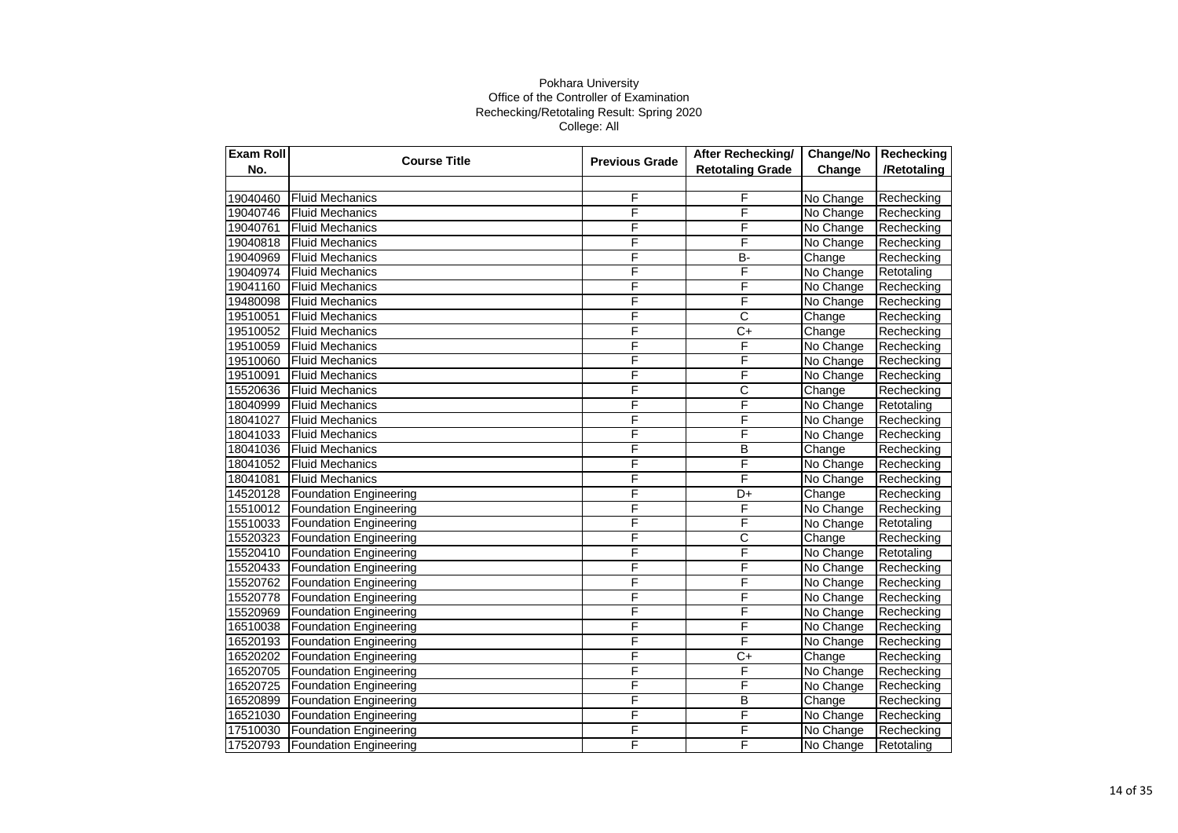Pokhara University
Office of the Controller of Examination
Rechecking/Retotaling Result: Spring 2020
College: All

| Exam Roll No. | Course Title | Previous Grade | After Rechecking/ Retotaling Grade | Change/No Change | Rechecking /Retotaling |
|---|---|---|---|---|---|
| | | | | | |
| 19040460 | Fluid Mechanics | F | F | No Change | Rechecking |
| 19040746 | Fluid Mechanics | F | F | No Change | Rechecking |
| 19040761 | Fluid Mechanics | F | F | No Change | Rechecking |
| 19040818 | Fluid Mechanics | F | F | No Change | Rechecking |
| 19040969 | Fluid Mechanics | F | B- | Change | Rechecking |
| 19040974 | Fluid Mechanics | F | F | No Change | Retotaling |
| 19041160 | Fluid Mechanics | F | F | No Change | Rechecking |
| 19480098 | Fluid Mechanics | F | F | No Change | Rechecking |
| 19510051 | Fluid Mechanics | F | C | Change | Rechecking |
| 19510052 | Fluid Mechanics | F | C+ | Change | Rechecking |
| 19510059 | Fluid Mechanics | F | F | No Change | Rechecking |
| 19510060 | Fluid Mechanics | F | F | No Change | Rechecking |
| 19510091 | Fluid Mechanics | F | F | No Change | Rechecking |
| 15520636 | Fluid Mechanics | F | C | Change | Rechecking |
| 18040999 | Fluid Mechanics | F | F | No Change | Retotaling |
| 18041027 | Fluid Mechanics | F | F | No Change | Rechecking |
| 18041033 | Fluid Mechanics | F | F | No Change | Rechecking |
| 18041036 | Fluid Mechanics | F | B | Change | Rechecking |
| 18041052 | Fluid Mechanics | F | F | No Change | Rechecking |
| 18041081 | Fluid Mechanics | F | F | No Change | Rechecking |
| 14520128 | Foundation Engineering | F | D+ | Change | Rechecking |
| 15510012 | Foundation Engineering | F | F | No Change | Rechecking |
| 15510033 | Foundation Engineering | F | F | No Change | Retotaling |
| 15520323 | Foundation Engineering | F | C | Change | Rechecking |
| 15520410 | Foundation Engineering | F | F | No Change | Retotaling |
| 15520433 | Foundation Engineering | F | F | No Change | Rechecking |
| 15520762 | Foundation Engineering | F | F | No Change | Rechecking |
| 15520778 | Foundation Engineering | F | F | No Change | Rechecking |
| 15520969 | Foundation Engineering | F | F | No Change | Rechecking |
| 16510038 | Foundation Engineering | F | F | No Change | Rechecking |
| 16520193 | Foundation Engineering | F | F | No Change | Rechecking |
| 16520202 | Foundation Engineering | F | C+ | Change | Rechecking |
| 16520705 | Foundation Engineering | F | F | No Change | Rechecking |
| 16520725 | Foundation Engineering | F | F | No Change | Rechecking |
| 16520899 | Foundation Engineering | F | B | Change | Rechecking |
| 16521030 | Foundation Engineering | F | F | No Change | Rechecking |
| 17510030 | Foundation Engineering | F | F | No Change | Rechecking |
| 17520793 | Foundation Engineering | F | F | No Change | Retotaling |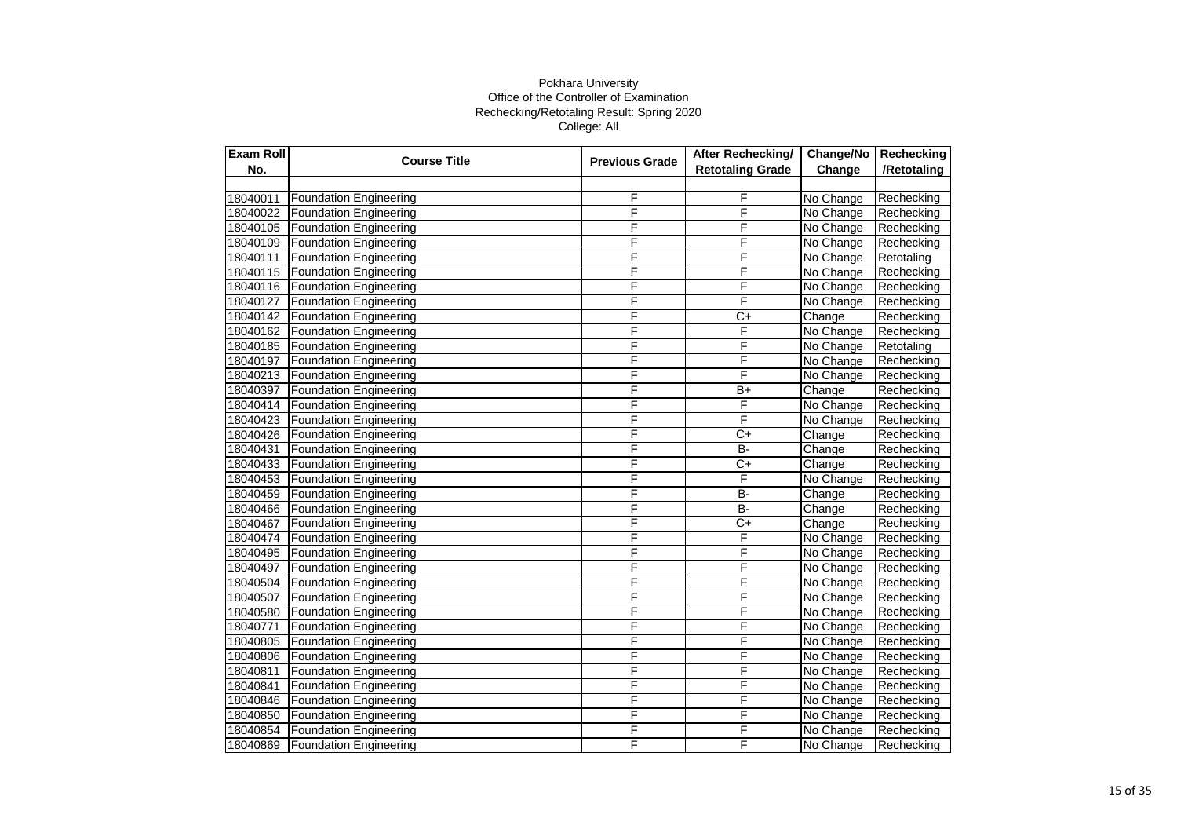Pokhara University
Office of the Controller of Examination
Rechecking/Retotaling Result: Spring 2020
College: All

| Exam Roll No. | Course Title | Previous Grade | After Rechecking/ Retotaling Grade | Change/No Change | Rechecking /Retotaling |
|---|---|---|---|---|---|
| | | | | | |
| 18040011 | Foundation Engineering | F | F | No Change | Rechecking |
| 18040022 | Foundation Engineering | F | F | No Change | Rechecking |
| 18040105 | Foundation Engineering | F | F | No Change | Rechecking |
| 18040109 | Foundation Engineering | F | F | No Change | Rechecking |
| 18040111 | Foundation Engineering | F | F | No Change | Retotaling |
| 18040115 | Foundation Engineering | F | F | No Change | Rechecking |
| 18040116 | Foundation Engineering | F | F | No Change | Rechecking |
| 18040127 | Foundation Engineering | F | F | No Change | Rechecking |
| 18040142 | Foundation Engineering | F | C+ | Change | Rechecking |
| 18040162 | Foundation Engineering | F | F | No Change | Rechecking |
| 18040185 | Foundation Engineering | F | F | No Change | Retotaling |
| 18040197 | Foundation Engineering | F | F | No Change | Rechecking |
| 18040213 | Foundation Engineering | F | F | No Change | Rechecking |
| 18040397 | Foundation Engineering | F | B+ | Change | Rechecking |
| 18040414 | Foundation Engineering | F | F | No Change | Rechecking |
| 18040423 | Foundation Engineering | F | F | No Change | Rechecking |
| 18040426 | Foundation Engineering | F | C+ | Change | Rechecking |
| 18040431 | Foundation Engineering | F | B- | Change | Rechecking |
| 18040433 | Foundation Engineering | F | C+ | Change | Rechecking |
| 18040453 | Foundation Engineering | F | F | No Change | Rechecking |
| 18040459 | Foundation Engineering | F | B- | Change | Rechecking |
| 18040466 | Foundation Engineering | F | B- | Change | Rechecking |
| 18040467 | Foundation Engineering | F | C+ | Change | Rechecking |
| 18040474 | Foundation Engineering | F | F | No Change | Rechecking |
| 18040495 | Foundation Engineering | F | F | No Change | Rechecking |
| 18040497 | Foundation Engineering | F | F | No Change | Rechecking |
| 18040504 | Foundation Engineering | F | F | No Change | Rechecking |
| 18040507 | Foundation Engineering | F | F | No Change | Rechecking |
| 18040580 | Foundation Engineering | F | F | No Change | Rechecking |
| 18040771 | Foundation Engineering | F | F | No Change | Rechecking |
| 18040805 | Foundation Engineering | F | F | No Change | Rechecking |
| 18040806 | Foundation Engineering | F | F | No Change | Rechecking |
| 18040811 | Foundation Engineering | F | F | No Change | Rechecking |
| 18040841 | Foundation Engineering | F | F | No Change | Rechecking |
| 18040846 | Foundation Engineering | F | F | No Change | Rechecking |
| 18040850 | Foundation Engineering | F | F | No Change | Rechecking |
| 18040854 | Foundation Engineering | F | F | No Change | Rechecking |
| 18040869 | Foundation Engineering | F | F | No Change | Rechecking |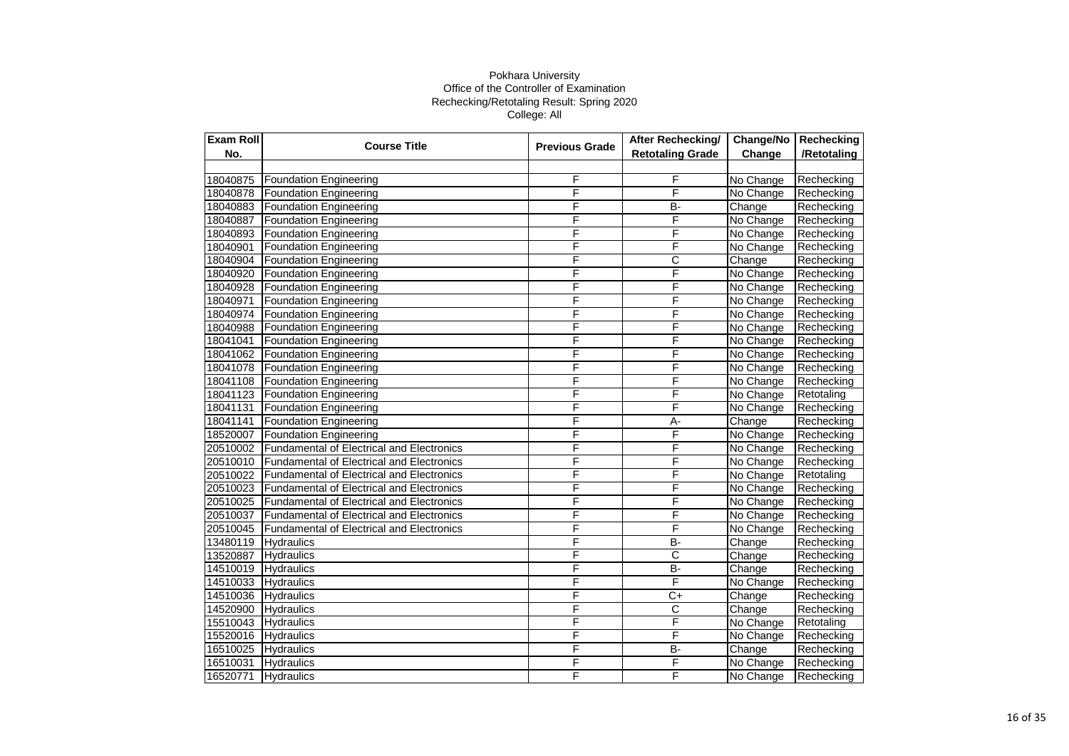Pokhara University
Office of the Controller of Examination
Rechecking/Retotaling Result: Spring 2020
College: All

| Exam Roll No. | Course Title | Previous Grade | After Rechecking/ Retotaling Grade | Change/No Change | Rechecking /Retotaling |
|---|---|---|---|---|---|
| | | | | | |
| 18040875 | Foundation Engineering | F | F | No Change | Rechecking |
| 18040878 | Foundation Engineering | F | F | No Change | Rechecking |
| 18040883 | Foundation Engineering | F | B- | Change | Rechecking |
| 18040887 | Foundation Engineering | F | F | No Change | Rechecking |
| 18040893 | Foundation Engineering | F | F | No Change | Rechecking |
| 18040901 | Foundation Engineering | F | F | No Change | Rechecking |
| 18040904 | Foundation Engineering | F | C | Change | Rechecking |
| 18040920 | Foundation Engineering | F | F | No Change | Rechecking |
| 18040928 | Foundation Engineering | F | F | No Change | Rechecking |
| 18040971 | Foundation Engineering | F | F | No Change | Rechecking |
| 18040974 | Foundation Engineering | F | F | No Change | Rechecking |
| 18040988 | Foundation Engineering | F | F | No Change | Rechecking |
| 18041041 | Foundation Engineering | F | F | No Change | Rechecking |
| 18041062 | Foundation Engineering | F | F | No Change | Rechecking |
| 18041078 | Foundation Engineering | F | F | No Change | Rechecking |
| 18041108 | Foundation Engineering | F | F | No Change | Rechecking |
| 18041123 | Foundation Engineering | F | F | No Change | Retotaling |
| 18041131 | Foundation Engineering | F | F | No Change | Rechecking |
| 18041141 | Foundation Engineering | F | A- | Change | Rechecking |
| 18520007 | Foundation Engineering | F | F | No Change | Rechecking |
| 20510002 | Fundamental of Electrical and Electronics | F | F | No Change | Rechecking |
| 20510010 | Fundamental of Electrical and Electronics | F | F | No Change | Rechecking |
| 20510022 | Fundamental of Electrical and Electronics | F | F | No Change | Retotaling |
| 20510023 | Fundamental of Electrical and Electronics | F | F | No Change | Rechecking |
| 20510025 | Fundamental of Electrical and Electronics | F | F | No Change | Rechecking |
| 20510037 | Fundamental of Electrical and Electronics | F | F | No Change | Rechecking |
| 20510045 | Fundamental of Electrical and Electronics | F | F | No Change | Rechecking |
| 13480119 | Hydraulics | F | B- | Change | Rechecking |
| 13520887 | Hydraulics | F | C | Change | Rechecking |
| 14510019 | Hydraulics | F | B- | Change | Rechecking |
| 14510033 | Hydraulics | F | F | No Change | Rechecking |
| 14510036 | Hydraulics | F | C+ | Change | Rechecking |
| 14520900 | Hydraulics | F | C | Change | Rechecking |
| 15510043 | Hydraulics | F | F | No Change | Retotaling |
| 15520016 | Hydraulics | F | F | No Change | Rechecking |
| 16510025 | Hydraulics | F | B- | Change | Rechecking |
| 16510031 | Hydraulics | F | F | No Change | Rechecking |
| 16520771 | Hydraulics | F | F | No Change | Rechecking |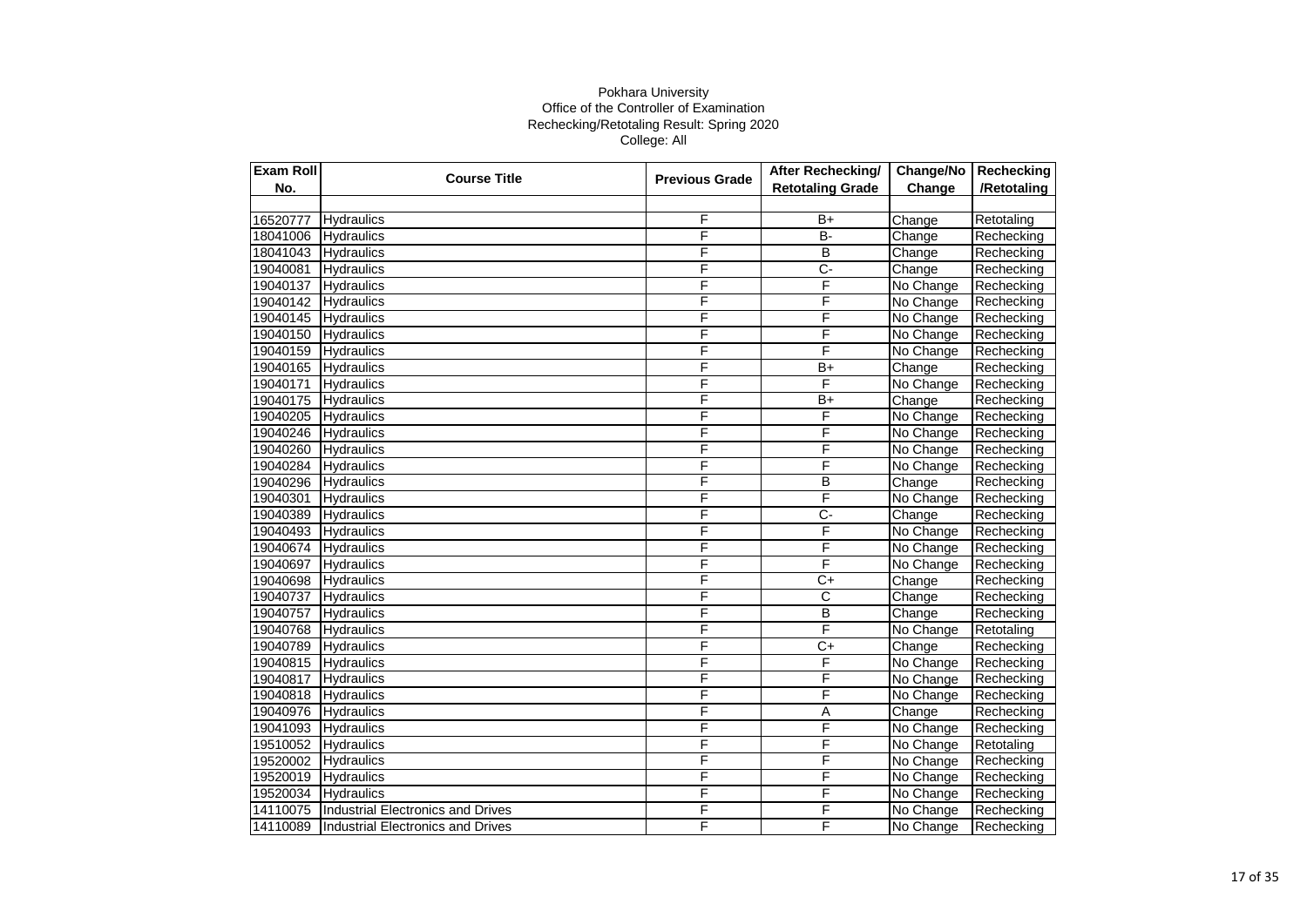Pokhara University

Office of the Controller of Examination

Rechecking/Retotaling Result: Spring 2020

College: All

| Exam Roll No. | Course Title | Previous Grade | After Rechecking/ Retotaling Grade | Change/No Change | Rechecking /Retotaling |
|---|---|---|---|---|---|
| | | | | | |
| 16520777 | Hydraulics | F | B+ | Change | Retotaling |
| 18041006 | Hydraulics | F | B- | Change | Rechecking |
| 18041043 | Hydraulics | F | B | Change | Rechecking |
| 19040081 | Hydraulics | F | C- | Change | Rechecking |
| 19040137 | Hydraulics | F | F | No Change | Rechecking |
| 19040142 | Hydraulics | F | F | No Change | Rechecking |
| 19040145 | Hydraulics | F | F | No Change | Rechecking |
| 19040150 | Hydraulics | F | F | No Change | Rechecking |
| 19040159 | Hydraulics | F | F | No Change | Rechecking |
| 19040165 | Hydraulics | F | B+ | Change | Rechecking |
| 19040171 | Hydraulics | F | F | No Change | Rechecking |
| 19040175 | Hydraulics | F | B+ | Change | Rechecking |
| 19040205 | Hydraulics | F | F | No Change | Rechecking |
| 19040246 | Hydraulics | F | F | No Change | Rechecking |
| 19040260 | Hydraulics | F | F | No Change | Rechecking |
| 19040284 | Hydraulics | F | F | No Change | Rechecking |
| 19040296 | Hydraulics | F | B | Change | Rechecking |
| 19040301 | Hydraulics | F | F | No Change | Rechecking |
| 19040389 | Hydraulics | F | C- | Change | Rechecking |
| 19040493 | Hydraulics | F | F | No Change | Rechecking |
| 19040674 | Hydraulics | F | F | No Change | Rechecking |
| 19040697 | Hydraulics | F | F | No Change | Rechecking |
| 19040698 | Hydraulics | F | C+ | Change | Rechecking |
| 19040737 | Hydraulics | F | C | Change | Rechecking |
| 19040757 | Hydraulics | F | B | Change | Rechecking |
| 19040768 | Hydraulics | F | F | No Change | Retotaling |
| 19040789 | Hydraulics | F | C+ | Change | Rechecking |
| 19040815 | Hydraulics | F | F | No Change | Rechecking |
| 19040817 | Hydraulics | F | F | No Change | Rechecking |
| 19040818 | Hydraulics | F | F | No Change | Rechecking |
| 19040976 | Hydraulics | F | A | Change | Rechecking |
| 19041093 | Hydraulics | F | F | No Change | Rechecking |
| 19510052 | Hydraulics | F | F | No Change | Retotaling |
| 19520002 | Hydraulics | F | F | No Change | Rechecking |
| 19520019 | Hydraulics | F | F | No Change | Rechecking |
| 19520034 | Hydraulics | F | F | No Change | Rechecking |
| 14110075 | Industrial Electronics and Drives | F | F | No Change | Rechecking |
| 14110089 | Industrial Electronics and Drives | F | F | No Change | Rechecking |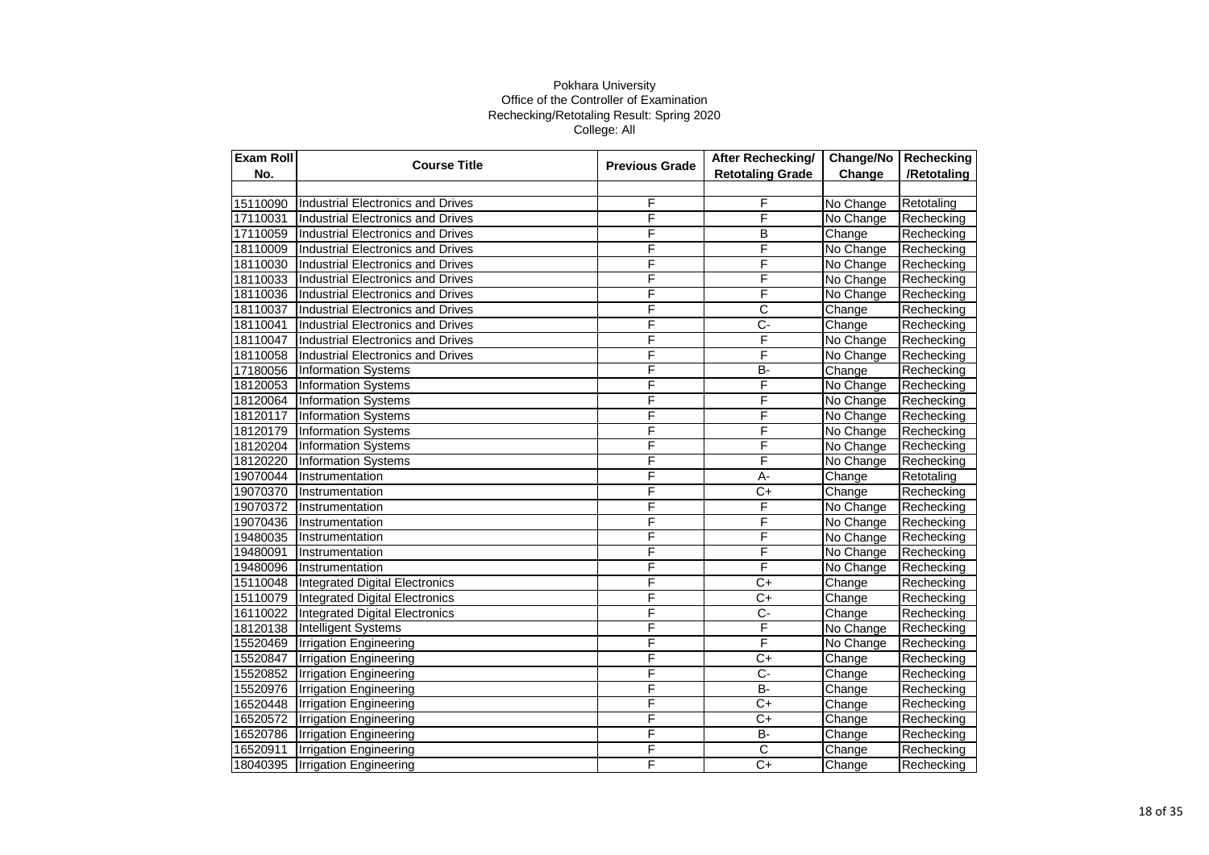Pokhara University
Office of the Controller of Examination
Rechecking/Retotaling Result: Spring 2020
College: All

| Exam Roll No. | Course Title | Previous Grade | After Rechecking/ Retotaling Grade | Change/No Change | Rechecking /Retotaling |
|---|---|---|---|---|---|
| 15110090 | Industrial Electronics and Drives | F | F | No Change | Retotaling |
| 17110031 | Industrial Electronics and Drives | F | F | No Change | Rechecking |
| 17110059 | Industrial Electronics and Drives | F | B | Change | Rechecking |
| 18110009 | Industrial Electronics and Drives | F | F | No Change | Rechecking |
| 18110030 | Industrial Electronics and Drives | F | F | No Change | Rechecking |
| 18110033 | Industrial Electronics and Drives | F | F | No Change | Rechecking |
| 18110036 | Industrial Electronics and Drives | F | F | No Change | Rechecking |
| 18110037 | Industrial Electronics and Drives | F | C | Change | Rechecking |
| 18110041 | Industrial Electronics and Drives | F | C- | Change | Rechecking |
| 18110047 | Industrial Electronics and Drives | F | F | No Change | Rechecking |
| 18110058 | Industrial Electronics and Drives | F | F | No Change | Rechecking |
| 17180056 | Information Systems | F | B- | Change | Rechecking |
| 18120053 | Information Systems | F | F | No Change | Rechecking |
| 18120064 | Information Systems | F | F | No Change | Rechecking |
| 18120117 | Information Systems | F | F | No Change | Rechecking |
| 18120179 | Information Systems | F | F | No Change | Rechecking |
| 18120204 | Information Systems | F | F | No Change | Rechecking |
| 18120220 | Information Systems | F | F | No Change | Rechecking |
| 19070044 | Instrumentation | F | A- | Change | Retotaling |
| 19070370 | Instrumentation | F | C+ | Change | Rechecking |
| 19070372 | Instrumentation | F | F | No Change | Rechecking |
| 19070436 | Instrumentation | F | F | No Change | Rechecking |
| 19480035 | Instrumentation | F | F | No Change | Rechecking |
| 19480091 | Instrumentation | F | F | No Change | Rechecking |
| 19480096 | Instrumentation | F | F | No Change | Rechecking |
| 15110048 | Integrated Digital Electronics | F | C+ | Change | Rechecking |
| 15110079 | Integrated Digital Electronics | F | C+ | Change | Rechecking |
| 16110022 | Integrated Digital Electronics | F | C- | Change | Rechecking |
| 18120138 | Intelligent Systems | F | F | No Change | Rechecking |
| 15520469 | Irrigation Engineering | F | F | No Change | Rechecking |
| 15520847 | Irrigation Engineering | F | C+ | Change | Rechecking |
| 15520852 | Irrigation Engineering | F | C- | Change | Rechecking |
| 15520976 | Irrigation Engineering | F | B- | Change | Rechecking |
| 16520448 | Irrigation Engineering | F | C+ | Change | Rechecking |
| 16520572 | Irrigation Engineering | F | C+ | Change | Rechecking |
| 16520786 | Irrigation Engineering | F | B- | Change | Rechecking |
| 16520911 | Irrigation Engineering | F | C | Change | Rechecking |
| 18040395 | Irrigation Engineering | F | C+ | Change | Rechecking |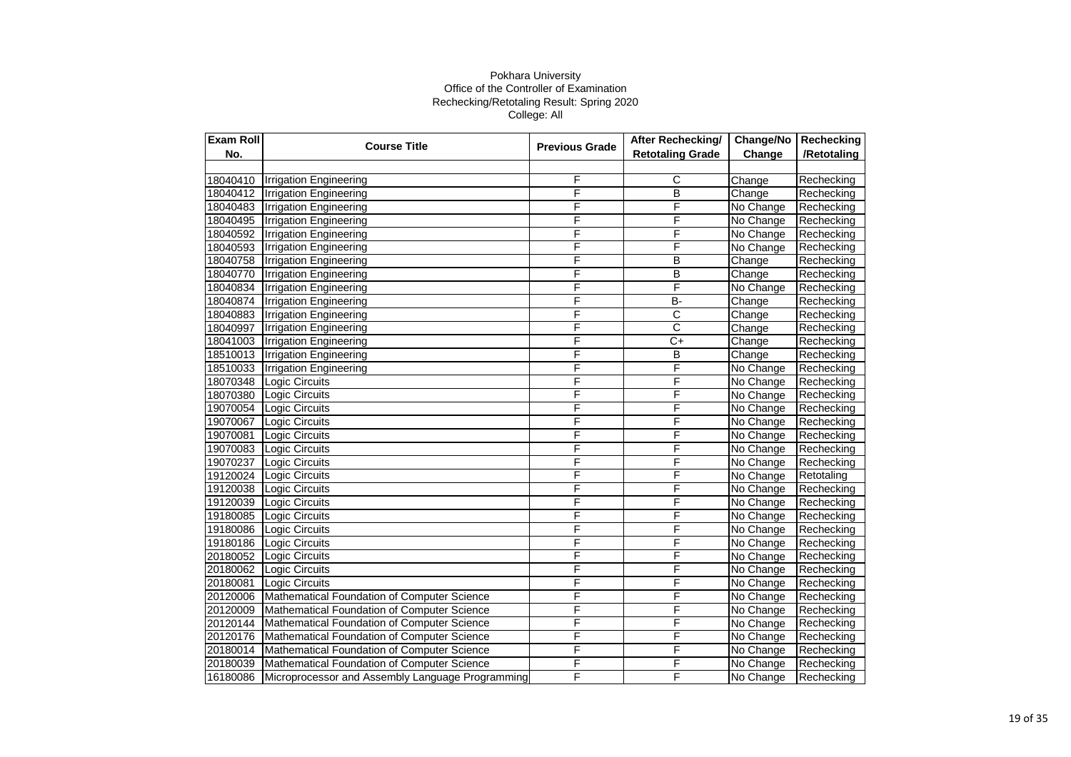Pokhara University
Office of the Controller of Examination
Rechecking/Retotaling Result: Spring 2020
College: All

| Exam Roll No. | Course Title | Previous Grade | After Rechecking/ Retotaling Grade | Change/No Change | Rechecking /Retotaling |
|---|---|---|---|---|---|
| | | | | | |
| 18040410 | Irrigation Engineering | F | C | Change | Rechecking |
| 18040412 | Irrigation Engineering | F | B | Change | Rechecking |
| 18040483 | Irrigation Engineering | F | F | No Change | Rechecking |
| 18040495 | Irrigation Engineering | F | F | No Change | Rechecking |
| 18040592 | Irrigation Engineering | F | F | No Change | Rechecking |
| 18040593 | Irrigation Engineering | F | F | No Change | Rechecking |
| 18040758 | Irrigation Engineering | F | B | Change | Rechecking |
| 18040770 | Irrigation Engineering | F | B | Change | Rechecking |
| 18040834 | Irrigation Engineering | F | F | No Change | Rechecking |
| 18040874 | Irrigation Engineering | F | B- | Change | Rechecking |
| 18040883 | Irrigation Engineering | F | C | Change | Rechecking |
| 18040997 | Irrigation Engineering | F | C | Change | Rechecking |
| 18041003 | Irrigation Engineering | F | C+ | Change | Rechecking |
| 18510013 | Irrigation Engineering | F | B | Change | Rechecking |
| 18510033 | Irrigation Engineering | F | F | No Change | Rechecking |
| 18070348 | Logic Circuits | F | F | No Change | Rechecking |
| 18070380 | Logic Circuits | F | F | No Change | Rechecking |
| 19070054 | Logic Circuits | F | F | No Change | Rechecking |
| 19070067 | Logic Circuits | F | F | No Change | Rechecking |
| 19070081 | Logic Circuits | F | F | No Change | Rechecking |
| 19070083 | Logic Circuits | F | F | No Change | Rechecking |
| 19070237 | Logic Circuits | F | F | No Change | Rechecking |
| 19120024 | Logic Circuits | F | F | No Change | Retotaling |
| 19120038 | Logic Circuits | F | F | No Change | Rechecking |
| 19120039 | Logic Circuits | F | F | No Change | Rechecking |
| 19180085 | Logic Circuits | F | F | No Change | Rechecking |
| 19180086 | Logic Circuits | F | F | No Change | Rechecking |
| 19180186 | Logic Circuits | F | F | No Change | Rechecking |
| 20180052 | Logic Circuits | F | F | No Change | Rechecking |
| 20180062 | Logic Circuits | F | F | No Change | Rechecking |
| 20180081 | Logic Circuits | F | F | No Change | Rechecking |
| 20120006 | Mathematical Foundation of Computer Science | F | F | No Change | Rechecking |
| 20120009 | Mathematical Foundation of Computer Science | F | F | No Change | Rechecking |
| 20120144 | Mathematical Foundation of Computer Science | F | F | No Change | Rechecking |
| 20120176 | Mathematical Foundation of Computer Science | F | F | No Change | Rechecking |
| 20180014 | Mathematical Foundation of Computer Science | F | F | No Change | Rechecking |
| 20180039 | Mathematical Foundation of Computer Science | F | F | No Change | Rechecking |
| 16180086 | Microprocessor and Assembly Language Programming | F | F | No Change | Rechecking |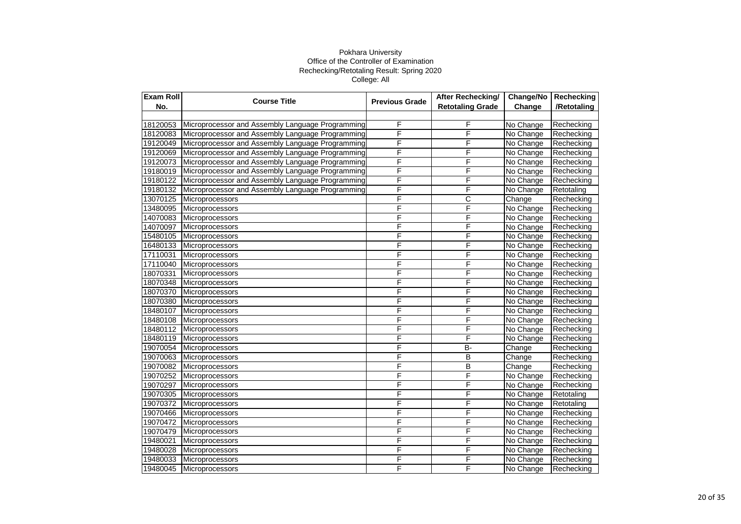Pokhara University
Office of the Controller of Examination
Rechecking/Retotaling Result: Spring 2020
College: All

| Exam Roll No. | Course Title | Previous Grade | After Rechecking/ Retotaling Grade | Change/No Change | Rechecking /Retotaling |
|---|---|---|---|---|---|
| | | | | | |
| 18120053 | Microprocessor and Assembly Language Programming | F | F | No Change | Rechecking |
| 18120083 | Microprocessor and Assembly Language Programming | F | F | No Change | Rechecking |
| 19120049 | Microprocessor and Assembly Language Programming | F | F | No Change | Rechecking |
| 19120069 | Microprocessor and Assembly Language Programming | F | F | No Change | Rechecking |
| 19120073 | Microprocessor and Assembly Language Programming | F | F | No Change | Rechecking |
| 19180019 | Microprocessor and Assembly Language Programming | F | F | No Change | Rechecking |
| 19180122 | Microprocessor and Assembly Language Programming | F | F | No Change | Rechecking |
| 19180132 | Microprocessor and Assembly Language Programming | F | F | No Change | Retotaling |
| 13070125 | Microprocessors | F | C | Change | Rechecking |
| 13480095 | Microprocessors | F | F | No Change | Rechecking |
| 14070083 | Microprocessors | F | F | No Change | Rechecking |
| 14070097 | Microprocessors | F | F | No Change | Rechecking |
| 15480105 | Microprocessors | F | F | No Change | Rechecking |
| 16480133 | Microprocessors | F | F | No Change | Rechecking |
| 17110031 | Microprocessors | F | F | No Change | Rechecking |
| 17110040 | Microprocessors | F | F | No Change | Rechecking |
| 18070331 | Microprocessors | F | F | No Change | Rechecking |
| 18070348 | Microprocessors | F | F | No Change | Rechecking |
| 18070370 | Microprocessors | F | F | No Change | Rechecking |
| 18070380 | Microprocessors | F | F | No Change | Rechecking |
| 18480107 | Microprocessors | F | F | No Change | Rechecking |
| 18480108 | Microprocessors | F | F | No Change | Rechecking |
| 18480112 | Microprocessors | F | F | No Change | Rechecking |
| 18480119 | Microprocessors | F | F | No Change | Rechecking |
| 19070054 | Microprocessors | F | B- | Change | Rechecking |
| 19070063 | Microprocessors | F | B | Change | Rechecking |
| 19070082 | Microprocessors | F | B | Change | Rechecking |
| 19070252 | Microprocessors | F | F | No Change | Rechecking |
| 19070297 | Microprocessors | F | F | No Change | Rechecking |
| 19070305 | Microprocessors | F | F | No Change | Retotaling |
| 19070372 | Microprocessors | F | F | No Change | Retotaling |
| 19070466 | Microprocessors | F | F | No Change | Rechecking |
| 19070472 | Microprocessors | F | F | No Change | Rechecking |
| 19070479 | Microprocessors | F | F | No Change | Rechecking |
| 19480021 | Microprocessors | F | F | No Change | Rechecking |
| 19480028 | Microprocessors | F | F | No Change | Rechecking |
| 19480033 | Microprocessors | F | F | No Change | Rechecking |
| 19480045 | Microprocessors | F | F | No Change | Rechecking |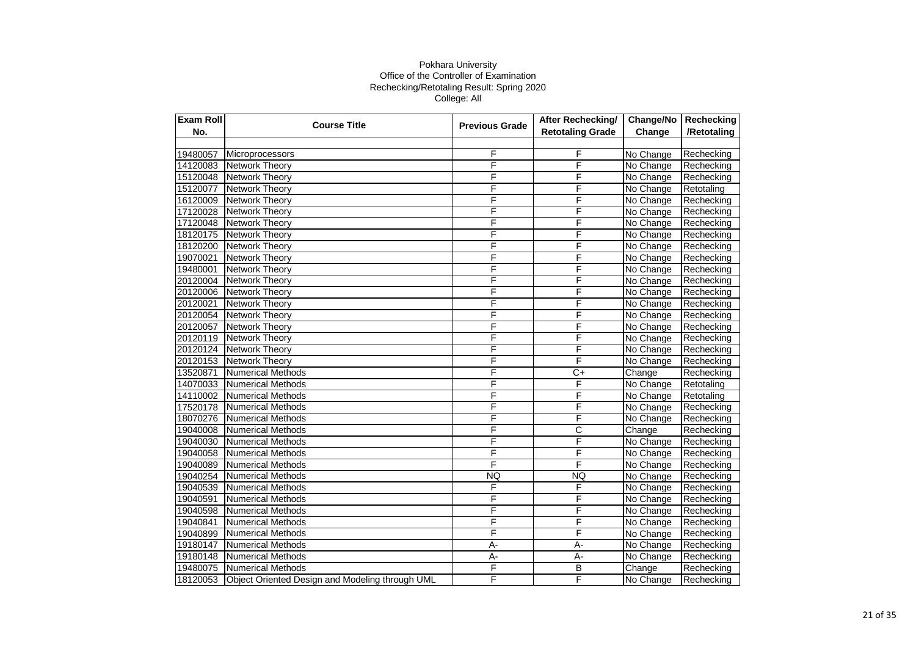Pokhara University
Office of the Controller of Examination
Rechecking/Retotaling Result: Spring 2020
College: All

| Exam Roll No. | Course Title | Previous Grade | After Rechecking/ Retotaling Grade | Change/No Change | Rechecking /Retotaling |
|---|---|---|---|---|---|
| | | | | | |
| 19480057 | Microprocessors | F | F | No Change | Rechecking |
| 14120083 | Network Theory | F | F | No Change | Rechecking |
| 15120048 | Network Theory | F | F | No Change | Rechecking |
| 15120077 | Network Theory | F | F | No Change | Retotaling |
| 16120009 | Network Theory | F | F | No Change | Rechecking |
| 17120028 | Network Theory | F | F | No Change | Rechecking |
| 17120048 | Network Theory | F | F | No Change | Rechecking |
| 18120175 | Network Theory | F | F | No Change | Rechecking |
| 18120200 | Network Theory | F | F | No Change | Rechecking |
| 19070021 | Network Theory | F | F | No Change | Rechecking |
| 19480001 | Network Theory | F | F | No Change | Rechecking |
| 20120004 | Network Theory | F | F | No Change | Rechecking |
| 20120006 | Network Theory | F | F | No Change | Rechecking |
| 20120021 | Network Theory | F | F | No Change | Rechecking |
| 20120054 | Network Theory | F | F | No Change | Rechecking |
| 20120057 | Network Theory | F | F | No Change | Rechecking |
| 20120119 | Network Theory | F | F | No Change | Rechecking |
| 20120124 | Network Theory | F | F | No Change | Rechecking |
| 20120153 | Network Theory | F | F | No Change | Rechecking |
| 13520871 | Numerical Methods | F | C+ | Change | Rechecking |
| 14070033 | Numerical Methods | F | F | No Change | Retotaling |
| 14110002 | Numerical Methods | F | F | No Change | Retotaling |
| 17520178 | Numerical Methods | F | F | No Change | Rechecking |
| 18070276 | Numerical Methods | F | F | No Change | Rechecking |
| 19040008 | Numerical Methods | F | C | Change | Rechecking |
| 19040030 | Numerical Methods | F | F | No Change | Rechecking |
| 19040058 | Numerical Methods | F | F | No Change | Rechecking |
| 19040089 | Numerical Methods | F | F | No Change | Rechecking |
| 19040254 | Numerical Methods | NQ | NQ | No Change | Rechecking |
| 19040539 | Numerical Methods | F | F | No Change | Rechecking |
| 19040591 | Numerical Methods | F | F | No Change | Rechecking |
| 19040598 | Numerical Methods | F | F | No Change | Rechecking |
| 19040841 | Numerical Methods | F | F | No Change | Rechecking |
| 19040899 | Numerical Methods | F | F | No Change | Rechecking |
| 19180147 | Numerical Methods | A- | A- | No Change | Rechecking |
| 19180148 | Numerical Methods | A- | A- | No Change | Rechecking |
| 19480075 | Numerical Methods | F | B | Change | Rechecking |
| 18120053 | Object Oriented Design and Modeling through UML | F | F | No Change | Rechecking |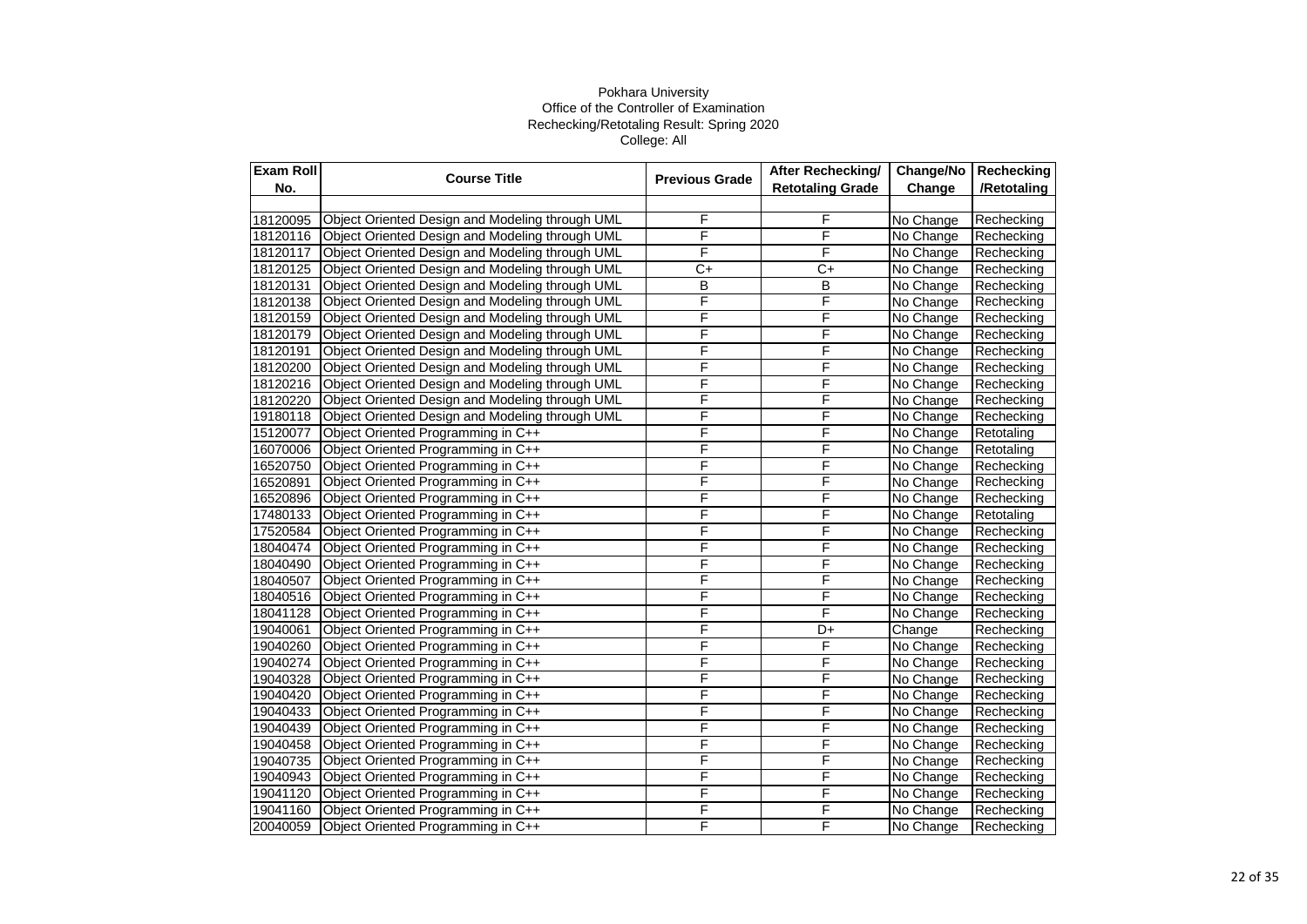Pokhara University

Office of the Controller of Examination

Rechecking/Retotaling Result: Spring 2020

College: All

| Exam Roll No. | Course Title | Previous Grade | After Rechecking/ Retotaling Grade | Change/No Change | Rechecking /Retotaling |
|---|---|---|---|---|---|
| | | | | | |
| 18120095 | Object Oriented Design and Modeling through UML | F | F | No Change | Rechecking |
| 18120116 | Object Oriented Design and Modeling through UML | F | F | No Change | Rechecking |
| 18120117 | Object Oriented Design and Modeling through UML | F | F | No Change | Rechecking |
| 18120125 | Object Oriented Design and Modeling through UML | C+ | C+ | No Change | Rechecking |
| 18120131 | Object Oriented Design and Modeling through UML | B | B | No Change | Rechecking |
| 18120138 | Object Oriented Design and Modeling through UML | F | F | No Change | Rechecking |
| 18120159 | Object Oriented Design and Modeling through UML | F | F | No Change | Rechecking |
| 18120179 | Object Oriented Design and Modeling through UML | F | F | No Change | Rechecking |
| 18120191 | Object Oriented Design and Modeling through UML | F | F | No Change | Rechecking |
| 18120200 | Object Oriented Design and Modeling through UML | F | F | No Change | Rechecking |
| 18120216 | Object Oriented Design and Modeling through UML | F | F | No Change | Rechecking |
| 18120220 | Object Oriented Design and Modeling through UML | F | F | No Change | Rechecking |
| 19180118 | Object Oriented Design and Modeling through UML | F | F | No Change | Rechecking |
| 15120077 | Object Oriented Programming in C++ | F | F | No Change | Retotaling |
| 16070006 | Object Oriented Programming in C++ | F | F | No Change | Retotaling |
| 16520750 | Object Oriented Programming in C++ | F | F | No Change | Rechecking |
| 16520891 | Object Oriented Programming in C++ | F | F | No Change | Rechecking |
| 16520896 | Object Oriented Programming in C++ | F | F | No Change | Rechecking |
| 17480133 | Object Oriented Programming in C++ | F | F | No Change | Retotaling |
| 17520584 | Object Oriented Programming in C++ | F | F | No Change | Rechecking |
| 18040474 | Object Oriented Programming in C++ | F | F | No Change | Rechecking |
| 18040490 | Object Oriented Programming in C++ | F | F | No Change | Rechecking |
| 18040507 | Object Oriented Programming in C++ | F | F | No Change | Rechecking |
| 18040516 | Object Oriented Programming in C++ | F | F | No Change | Rechecking |
| 18041128 | Object Oriented Programming in C++ | F | F | No Change | Rechecking |
| 19040061 | Object Oriented Programming in C++ | F | D+ | Change | Rechecking |
| 19040260 | Object Oriented Programming in C++ | F | F | No Change | Rechecking |
| 19040274 | Object Oriented Programming in C++ | F | F | No Change | Rechecking |
| 19040328 | Object Oriented Programming in C++ | F | F | No Change | Rechecking |
| 19040420 | Object Oriented Programming in C++ | F | F | No Change | Rechecking |
| 19040433 | Object Oriented Programming in C++ | F | F | No Change | Rechecking |
| 19040439 | Object Oriented Programming in C++ | F | F | No Change | Rechecking |
| 19040458 | Object Oriented Programming in C++ | F | F | No Change | Rechecking |
| 19040735 | Object Oriented Programming in C++ | F | F | No Change | Rechecking |
| 19040943 | Object Oriented Programming in C++ | F | F | No Change | Rechecking |
| 19041120 | Object Oriented Programming in C++ | F | F | No Change | Rechecking |
| 19041160 | Object Oriented Programming in C++ | F | F | No Change | Rechecking |
| 20040059 | Object Oriented Programming in C++ | F | F | No Change | Rechecking |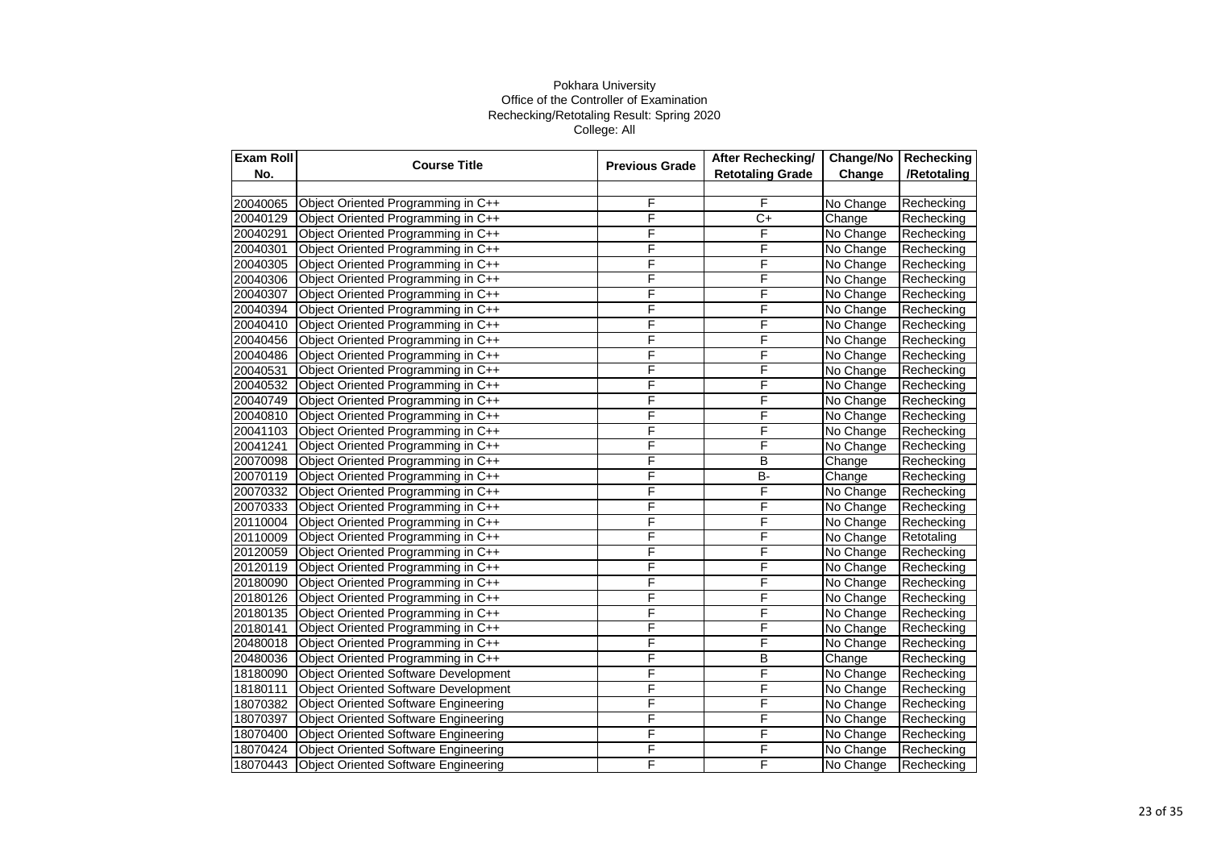Pokhara University
Office of the Controller of Examination
Rechecking/Retotaling Result: Spring 2020
College: All

| Exam Roll No. | Course Title | Previous Grade | After Rechecking/ Retotaling Grade | Change/No Change | Rechecking /Retotaling |
|---|---|---|---|---|---|
| | | | | | |
| 20040065 | Object Oriented Programming in C++ | F | F | No Change | Rechecking |
| 20040129 | Object Oriented Programming in C++ | F | C+ | Change | Rechecking |
| 20040291 | Object Oriented Programming in C++ | F | F | No Change | Rechecking |
| 20040301 | Object Oriented Programming in C++ | F | F | No Change | Rechecking |
| 20040305 | Object Oriented Programming in C++ | F | F | No Change | Rechecking |
| 20040306 | Object Oriented Programming in C++ | F | F | No Change | Rechecking |
| 20040307 | Object Oriented Programming in C++ | F | F | No Change | Rechecking |
| 20040394 | Object Oriented Programming in C++ | F | F | No Change | Rechecking |
| 20040410 | Object Oriented Programming in C++ | F | F | No Change | Rechecking |
| 20040456 | Object Oriented Programming in C++ | F | F | No Change | Rechecking |
| 20040486 | Object Oriented Programming in C++ | F | F | No Change | Rechecking |
| 20040531 | Object Oriented Programming in C++ | F | F | No Change | Rechecking |
| 20040532 | Object Oriented Programming in C++ | F | F | No Change | Rechecking |
| 20040749 | Object Oriented Programming in C++ | F | F | No Change | Rechecking |
| 20040810 | Object Oriented Programming in C++ | F | F | No Change | Rechecking |
| 20041103 | Object Oriented Programming in C++ | F | F | No Change | Rechecking |
| 20041241 | Object Oriented Programming in C++ | F | F | No Change | Rechecking |
| 20070098 | Object Oriented Programming in C++ | F | B | Change | Rechecking |
| 20070119 | Object Oriented Programming in C++ | F | B- | Change | Rechecking |
| 20070332 | Object Oriented Programming in C++ | F | F | No Change | Rechecking |
| 20070333 | Object Oriented Programming in C++ | F | F | No Change | Rechecking |
| 20110004 | Object Oriented Programming in C++ | F | F | No Change | Rechecking |
| 20110009 | Object Oriented Programming in C++ | F | F | No Change | Retotaling |
| 20120059 | Object Oriented Programming in C++ | F | F | No Change | Rechecking |
| 20120119 | Object Oriented Programming in C++ | F | F | No Change | Rechecking |
| 20180090 | Object Oriented Programming in C++ | F | F | No Change | Rechecking |
| 20180126 | Object Oriented Programming in C++ | F | F | No Change | Rechecking |
| 20180135 | Object Oriented Programming in C++ | F | F | No Change | Rechecking |
| 20180141 | Object Oriented Programming in C++ | F | F | No Change | Rechecking |
| 20480018 | Object Oriented Programming in C++ | F | F | No Change | Rechecking |
| 20480036 | Object Oriented Programming in C++ | F | B | Change | Rechecking |
| 18180090 | Object Oriented Software Development | F | F | No Change | Rechecking |
| 18180111 | Object Oriented Software Development | F | F | No Change | Rechecking |
| 18070382 | Object Oriented Software Engineering | F | F | No Change | Rechecking |
| 18070397 | Object Oriented Software Engineering | F | F | No Change | Rechecking |
| 18070400 | Object Oriented Software Engineering | F | F | No Change | Rechecking |
| 18070424 | Object Oriented Software Engineering | F | F | No Change | Rechecking |
| 18070443 | Object Oriented Software Engineering | F | F | No Change | Rechecking |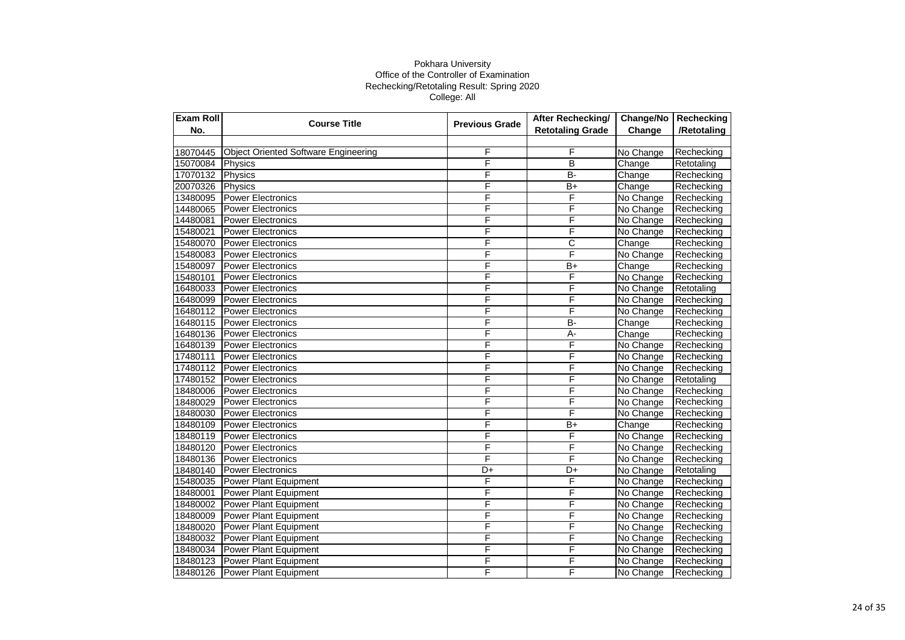Pokhara University
Office of the Controller of Examination
Rechecking/Retotaling Result: Spring 2020
College: All

| Exam Roll No. | Course Title | Previous Grade | After Rechecking/ Retotaling Grade | Change/No Change | Rechecking /Retotaling |
|---|---|---|---|---|---|
| | | | | | |
| 18070445 | Object Oriented Software Engineering | F | F | No Change | Rechecking |
| 15070084 | Physics | F | B | Change | Retotaling |
| 17070132 | Physics | F | B- | Change | Rechecking |
| 20070326 | Physics | F | B+ | Change | Rechecking |
| 13480095 | Power Electronics | F | F | No Change | Rechecking |
| 14480065 | Power Electronics | F | F | No Change | Rechecking |
| 14480081 | Power Electronics | F | F | No Change | Rechecking |
| 15480021 | Power Electronics | F | F | No Change | Rechecking |
| 15480070 | Power Electronics | F | C | Change | Rechecking |
| 15480083 | Power Electronics | F | F | No Change | Rechecking |
| 15480097 | Power Electronics | F | B+ | Change | Rechecking |
| 15480101 | Power Electronics | F | F | No Change | Rechecking |
| 16480033 | Power Electronics | F | F | No Change | Retotaling |
| 16480099 | Power Electronics | F | F | No Change | Rechecking |
| 16480112 | Power Electronics | F | F | No Change | Rechecking |
| 16480115 | Power Electronics | F | B- | Change | Rechecking |
| 16480136 | Power Electronics | F | A- | Change | Rechecking |
| 16480139 | Power Electronics | F | F | No Change | Rechecking |
| 17480111 | Power Electronics | F | F | No Change | Rechecking |
| 17480112 | Power Electronics | F | F | No Change | Rechecking |
| 17480152 | Power Electronics | F | F | No Change | Retotaling |
| 18480006 | Power Electronics | F | F | No Change | Rechecking |
| 18480029 | Power Electronics | F | F | No Change | Rechecking |
| 18480030 | Power Electronics | F | F | No Change | Rechecking |
| 18480109 | Power Electronics | F | B+ | Change | Rechecking |
| 18480119 | Power Electronics | F | F | No Change | Rechecking |
| 18480120 | Power Electronics | F | F | No Change | Rechecking |
| 18480136 | Power Electronics | F | F | No Change | Rechecking |
| 18480140 | Power Electronics | D+ | D+ | No Change | Retotaling |
| 15480035 | Power Plant Equipment | F | F | No Change | Rechecking |
| 18480001 | Power Plant Equipment | F | F | No Change | Rechecking |
| 18480002 | Power Plant Equipment | F | F | No Change | Rechecking |
| 18480009 | Power Plant Equipment | F | F | No Change | Rechecking |
| 18480020 | Power Plant Equipment | F | F | No Change | Rechecking |
| 18480032 | Power Plant Equipment | F | F | No Change | Rechecking |
| 18480034 | Power Plant Equipment | F | F | No Change | Rechecking |
| 18480123 | Power Plant Equipment | F | F | No Change | Rechecking |
| 18480126 | Power Plant Equipment | F | F | No Change | Rechecking |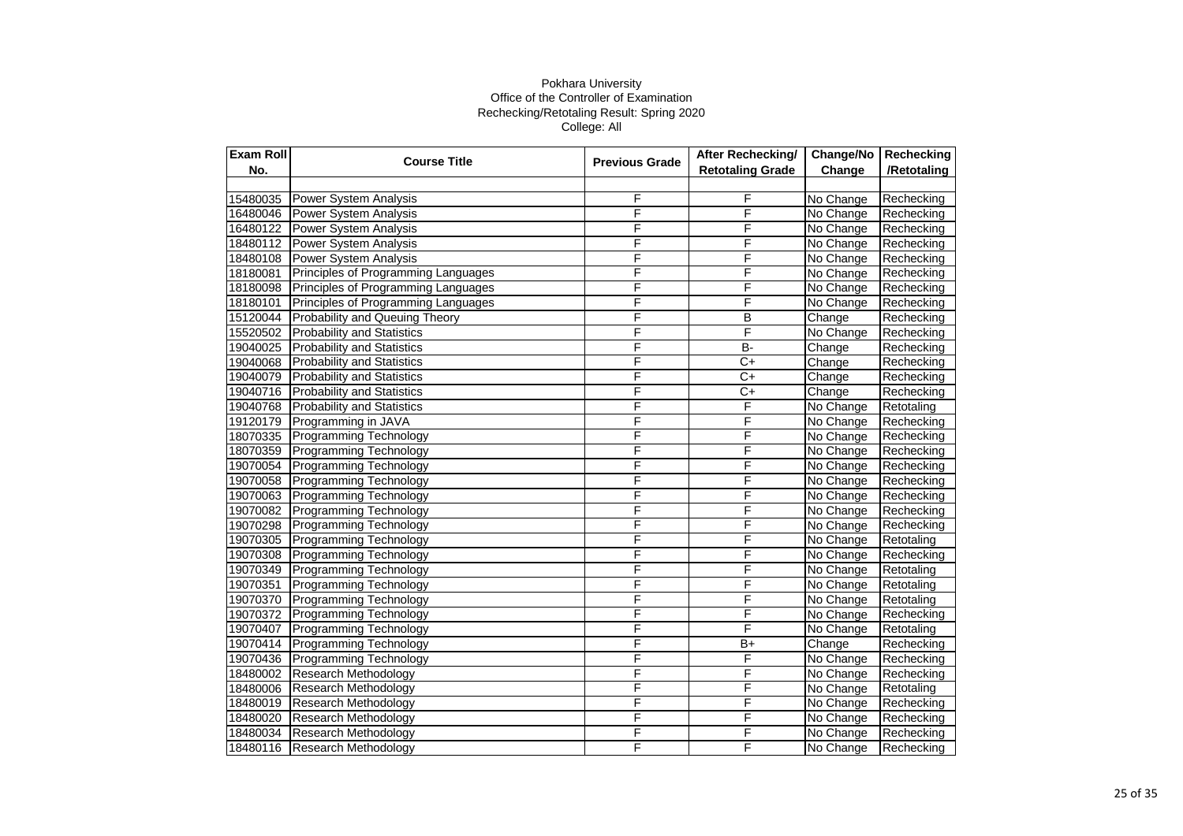Pokhara University
Office of the Controller of Examination
Rechecking/Retotaling Result: Spring 2020
College: All

| Exam Roll No. | Course Title | Previous Grade | After Rechecking/ Retotaling Grade | Change/No Change | Rechecking /Retotaling |
|---|---|---|---|---|---|
| | | | | | |
| 15480035 | Power System Analysis | F | F | No Change | Rechecking |
| 16480046 | Power System Analysis | F | F | No Change | Rechecking |
| 16480122 | Power System Analysis | F | F | No Change | Rechecking |
| 18480112 | Power System Analysis | F | F | No Change | Rechecking |
| 18480108 | Power System Analysis | F | F | No Change | Rechecking |
| 18180081 | Principles of Programming Languages | F | F | No Change | Rechecking |
| 18180098 | Principles of Programming Languages | F | F | No Change | Rechecking |
| 18180101 | Principles of Programming Languages | F | F | No Change | Rechecking |
| 15120044 | Probability and Queuing Theory | F | B | Change | Rechecking |
| 15520502 | Probability and Statistics | F | F | No Change | Rechecking |
| 19040025 | Probability and Statistics | F | B- | Change | Rechecking |
| 19040068 | Probability and Statistics | F | C+ | Change | Rechecking |
| 19040079 | Probability and Statistics | F | C+ | Change | Rechecking |
| 19040716 | Probability and Statistics | F | C+ | Change | Rechecking |
| 19040768 | Probability and Statistics | F | F | No Change | Retotaling |
| 19120179 | Programming in JAVA | F | F | No Change | Rechecking |
| 18070335 | Programming Technology | F | F | No Change | Rechecking |
| 18070359 | Programming Technology | F | F | No Change | Rechecking |
| 19070054 | Programming Technology | F | F | No Change | Rechecking |
| 19070058 | Programming Technology | F | F | No Change | Rechecking |
| 19070063 | Programming Technology | F | F | No Change | Rechecking |
| 19070082 | Programming Technology | F | F | No Change | Rechecking |
| 19070298 | Programming Technology | F | F | No Change | Rechecking |
| 19070305 | Programming Technology | F | F | No Change | Retotaling |
| 19070308 | Programming Technology | F | F | No Change | Rechecking |
| 19070349 | Programming Technology | F | F | No Change | Retotaling |
| 19070351 | Programming Technology | F | F | No Change | Retotaling |
| 19070370 | Programming Technology | F | F | No Change | Retotaling |
| 19070372 | Programming Technology | F | F | No Change | Rechecking |
| 19070407 | Programming Technology | F | F | No Change | Retotaling |
| 19070414 | Programming Technology | F | B+ | Change | Rechecking |
| 19070436 | Programming Technology | F | F | No Change | Rechecking |
| 18480002 | Research Methodology | F | F | No Change | Rechecking |
| 18480006 | Research Methodology | F | F | No Change | Retotaling |
| 18480019 | Research Methodology | F | F | No Change | Rechecking |
| 18480020 | Research Methodology | F | F | No Change | Rechecking |
| 18480034 | Research Methodology | F | F | No Change | Rechecking |
| 18480116 | Research Methodology | F | F | No Change | Rechecking |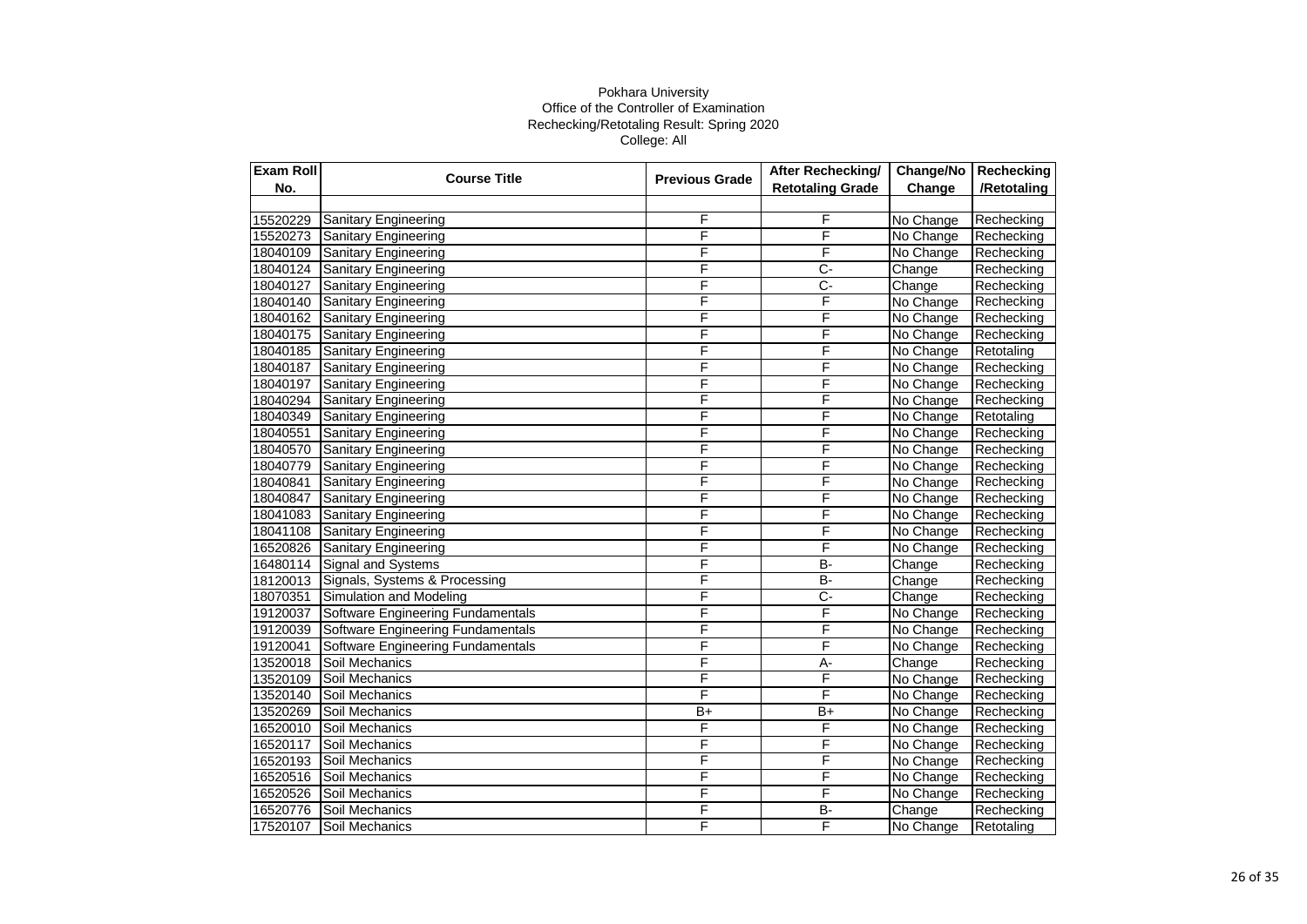Pokhara University
Office of the Controller of Examination
Rechecking/Retotaling Result: Spring 2020
College: All

| Exam Roll No. | Course Title | Previous Grade | After Rechecking/ Retotaling Grade | Change/No Change | Rechecking /Retotaling |
|---|---|---|---|---|---|
| | | | | | |
| 15520229 | Sanitary Engineering | F | F | No Change | Rechecking |
| 15520273 | Sanitary Engineering | F | F | No Change | Rechecking |
| 18040109 | Sanitary Engineering | F | F | No Change | Rechecking |
| 18040124 | Sanitary Engineering | F | C- | Change | Rechecking |
| 18040127 | Sanitary Engineering | F | C- | Change | Rechecking |
| 18040140 | Sanitary Engineering | F | F | No Change | Rechecking |
| 18040162 | Sanitary Engineering | F | F | No Change | Rechecking |
| 18040175 | Sanitary Engineering | F | F | No Change | Rechecking |
| 18040185 | Sanitary Engineering | F | F | No Change | Retotaling |
| 18040187 | Sanitary Engineering | F | F | No Change | Rechecking |
| 18040197 | Sanitary Engineering | F | F | No Change | Rechecking |
| 18040294 | Sanitary Engineering | F | F | No Change | Rechecking |
| 18040349 | Sanitary Engineering | F | F | No Change | Retotaling |
| 18040551 | Sanitary Engineering | F | F | No Change | Rechecking |
| 18040570 | Sanitary Engineering | F | F | No Change | Rechecking |
| 18040779 | Sanitary Engineering | F | F | No Change | Rechecking |
| 18040841 | Sanitary Engineering | F | F | No Change | Rechecking |
| 18040847 | Sanitary Engineering | F | F | No Change | Rechecking |
| 18041083 | Sanitary Engineering | F | F | No Change | Rechecking |
| 18041108 | Sanitary Engineering | F | F | No Change | Rechecking |
| 16520826 | Sanitary Engineering | F | F | No Change | Rechecking |
| 16480114 | Signal and Systems | F | B- | Change | Rechecking |
| 18120013 | Signals, Systems & Processing | F | B- | Change | Rechecking |
| 18070351 | Simulation and Modeling | F | C- | Change | Rechecking |
| 19120037 | Software Engineering Fundamentals | F | F | No Change | Rechecking |
| 19120039 | Software Engineering Fundamentals | F | F | No Change | Rechecking |
| 19120041 | Software Engineering Fundamentals | F | F | No Change | Rechecking |
| 13520018 | Soil Mechanics | F | A- | Change | Rechecking |
| 13520109 | Soil Mechanics | F | F | No Change | Rechecking |
| 13520140 | Soil Mechanics | F | F | No Change | Rechecking |
| 13520269 | Soil Mechanics | B+ | B+ | No Change | Rechecking |
| 16520010 | Soil Mechanics | F | F | No Change | Rechecking |
| 16520117 | Soil Mechanics | F | F | No Change | Rechecking |
| 16520193 | Soil Mechanics | F | F | No Change | Rechecking |
| 16520516 | Soil Mechanics | F | F | No Change | Rechecking |
| 16520526 | Soil Mechanics | F | F | No Change | Rechecking |
| 16520776 | Soil Mechanics | F | B- | Change | Rechecking |
| 17520107 | Soil Mechanics | F | F | No Change | Retotaling |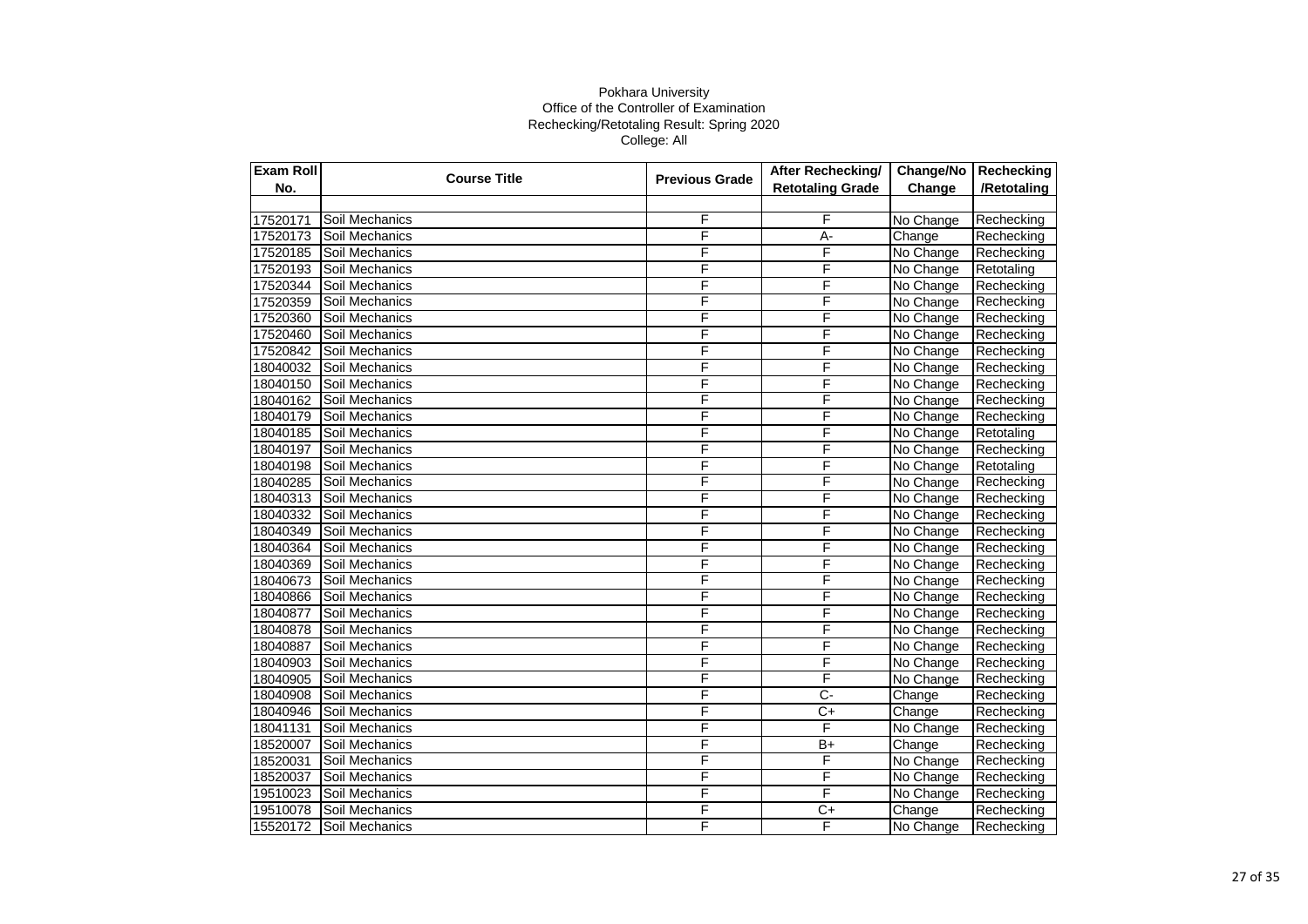Pokhara University
Office of the Controller of Examination
Rechecking/Retotaling Result: Spring 2020
College: All

| Exam Roll No. | Course Title | Previous Grade | After Rechecking/ Retotaling Grade | Change/No Change | Rechecking /Retotaling |
|---|---|---|---|---|---|
| | | | | | |
| 17520171 | Soil Mechanics | F | F | No Change | Rechecking |
| 17520173 | Soil Mechanics | F | A- | Change | Rechecking |
| 17520185 | Soil Mechanics | F | F | No Change | Rechecking |
| 17520193 | Soil Mechanics | F | F | No Change | Retotaling |
| 17520344 | Soil Mechanics | F | F | No Change | Rechecking |
| 17520359 | Soil Mechanics | F | F | No Change | Rechecking |
| 17520360 | Soil Mechanics | F | F | No Change | Rechecking |
| 17520460 | Soil Mechanics | F | F | No Change | Rechecking |
| 17520842 | Soil Mechanics | F | F | No Change | Rechecking |
| 18040032 | Soil Mechanics | F | F | No Change | Rechecking |
| 18040150 | Soil Mechanics | F | F | No Change | Rechecking |
| 18040162 | Soil Mechanics | F | F | No Change | Rechecking |
| 18040179 | Soil Mechanics | F | F | No Change | Rechecking |
| 18040185 | Soil Mechanics | F | F | No Change | Retotaling |
| 18040197 | Soil Mechanics | F | F | No Change | Rechecking |
| 18040198 | Soil Mechanics | F | F | No Change | Retotaling |
| 18040285 | Soil Mechanics | F | F | No Change | Rechecking |
| 18040313 | Soil Mechanics | F | F | No Change | Rechecking |
| 18040332 | Soil Mechanics | F | F | No Change | Rechecking |
| 18040349 | Soil Mechanics | F | F | No Change | Rechecking |
| 18040364 | Soil Mechanics | F | F | No Change | Rechecking |
| 18040369 | Soil Mechanics | F | F | No Change | Rechecking |
| 18040673 | Soil Mechanics | F | F | No Change | Rechecking |
| 18040866 | Soil Mechanics | F | F | No Change | Rechecking |
| 18040877 | Soil Mechanics | F | F | No Change | Rechecking |
| 18040878 | Soil Mechanics | F | F | No Change | Rechecking |
| 18040887 | Soil Mechanics | F | F | No Change | Rechecking |
| 18040903 | Soil Mechanics | F | F | No Change | Rechecking |
| 18040905 | Soil Mechanics | F | F | No Change | Rechecking |
| 18040908 | Soil Mechanics | F | C- | Change | Rechecking |
| 18040946 | Soil Mechanics | F | C+ | Change | Rechecking |
| 18041131 | Soil Mechanics | F | F | No Change | Rechecking |
| 18520007 | Soil Mechanics | F | B+ | Change | Rechecking |
| 18520031 | Soil Mechanics | F | F | No Change | Rechecking |
| 18520037 | Soil Mechanics | F | F | No Change | Rechecking |
| 19510023 | Soil Mechanics | F | F | No Change | Rechecking |
| 19510078 | Soil Mechanics | F | C+ | Change | Rechecking |
| 15520172 | Soil Mechanics | F | F | No Change | Rechecking |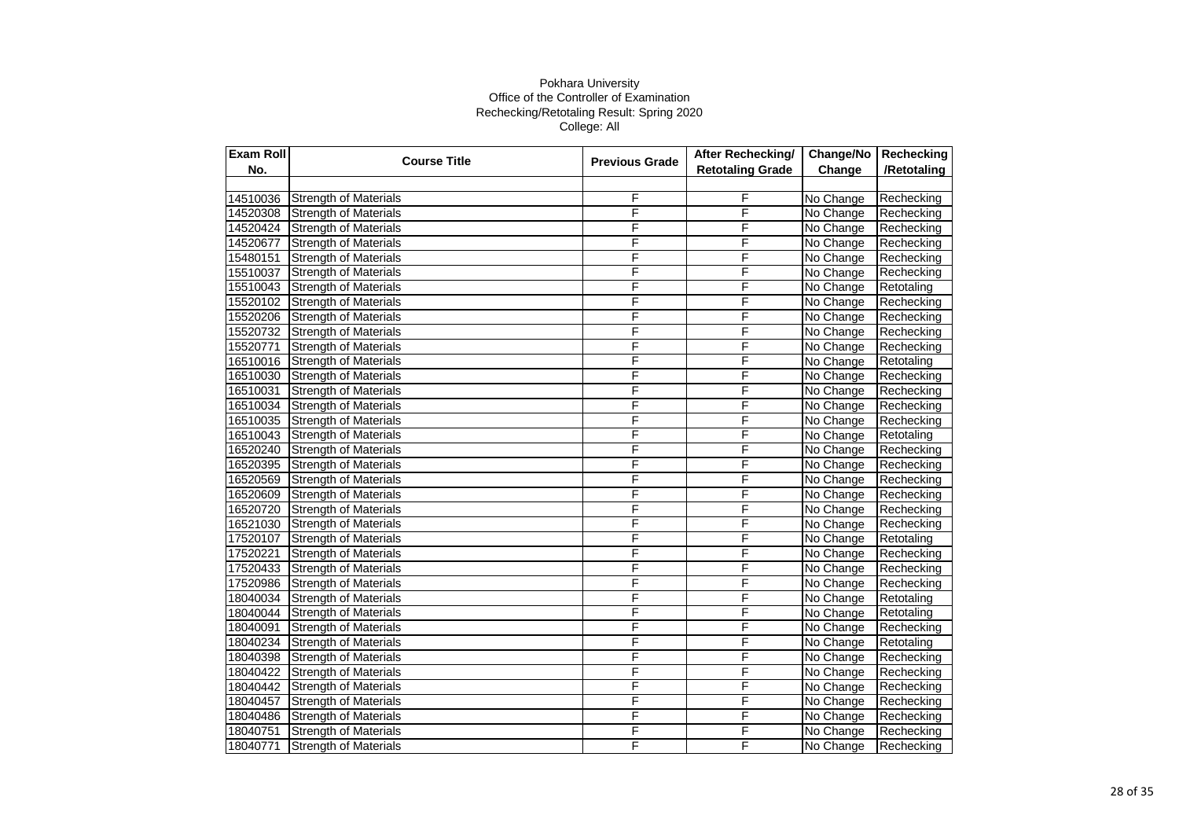Pokhara University
Office of the Controller of Examination
Rechecking/Retotaling Result: Spring 2020
College: All

| Exam Roll No. | Course Title | Previous Grade | After Rechecking/ Retotaling Grade | Change/No Change | Rechecking /Retotaling |
|---|---|---|---|---|---|
| | | | | | |
| 14510036 | Strength of Materials | F | F | No Change | Rechecking |
| 14520308 | Strength of Materials | F | F | No Change | Rechecking |
| 14520424 | Strength of Materials | F | F | No Change | Rechecking |
| 14520677 | Strength of Materials | F | F | No Change | Rechecking |
| 15480151 | Strength of Materials | F | F | No Change | Rechecking |
| 15510037 | Strength of Materials | F | F | No Change | Rechecking |
| 15510043 | Strength of Materials | F | F | No Change | Retotaling |
| 15520102 | Strength of Materials | F | F | No Change | Rechecking |
| 15520206 | Strength of Materials | F | F | No Change | Rechecking |
| 15520732 | Strength of Materials | F | F | No Change | Rechecking |
| 15520771 | Strength of Materials | F | F | No Change | Rechecking |
| 16510016 | Strength of Materials | F | F | No Change | Retotaling |
| 16510030 | Strength of Materials | F | F | No Change | Rechecking |
| 16510031 | Strength of Materials | F | F | No Change | Rechecking |
| 16510034 | Strength of Materials | F | F | No Change | Rechecking |
| 16510035 | Strength of Materials | F | F | No Change | Rechecking |
| 16510043 | Strength of Materials | F | F | No Change | Retotaling |
| 16520240 | Strength of Materials | F | F | No Change | Rechecking |
| 16520395 | Strength of Materials | F | F | No Change | Rechecking |
| 16520569 | Strength of Materials | F | F | No Change | Rechecking |
| 16520609 | Strength of Materials | F | F | No Change | Rechecking |
| 16520720 | Strength of Materials | F | F | No Change | Rechecking |
| 16521030 | Strength of Materials | F | F | No Change | Rechecking |
| 17520107 | Strength of Materials | F | F | No Change | Retotaling |
| 17520221 | Strength of Materials | F | F | No Change | Rechecking |
| 17520433 | Strength of Materials | F | F | No Change | Rechecking |
| 17520986 | Strength of Materials | F | F | No Change | Rechecking |
| 18040034 | Strength of Materials | F | F | No Change | Retotaling |
| 18040044 | Strength of Materials | F | F | No Change | Retotaling |
| 18040091 | Strength of Materials | F | F | No Change | Rechecking |
| 18040234 | Strength of Materials | F | F | No Change | Retotaling |
| 18040398 | Strength of Materials | F | F | No Change | Rechecking |
| 18040422 | Strength of Materials | F | F | No Change | Rechecking |
| 18040442 | Strength of Materials | F | F | No Change | Rechecking |
| 18040457 | Strength of Materials | F | F | No Change | Rechecking |
| 18040486 | Strength of Materials | F | F | No Change | Rechecking |
| 18040751 | Strength of Materials | F | F | No Change | Rechecking |
| 18040771 | Strength of Materials | F | F | No Change | Rechecking |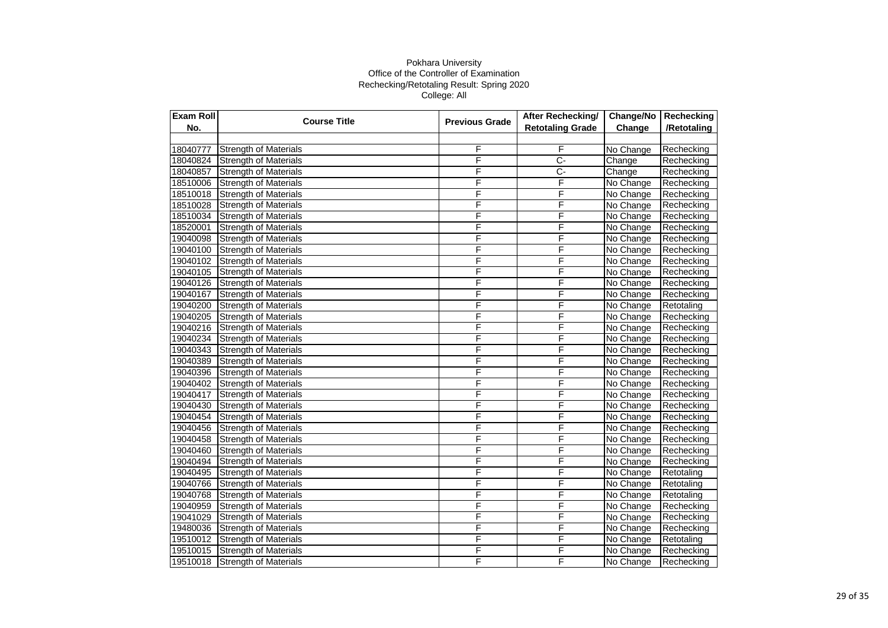Pokhara University
Office of the Controller of Examination
Rechecking/Retotaling Result: Spring 2020
College: All

| Exam Roll No. | Course Title | Previous Grade | After Rechecking/ Retotaling Grade | Change/No Change | Rechecking /Retotaling |
|---|---|---|---|---|---|
| | | | | | |
| 18040777 | Strength of Materials | F | F | No Change | Rechecking |
| 18040824 | Strength of Materials | F | C- | Change | Rechecking |
| 18040857 | Strength of Materials | F | C- | Change | Rechecking |
| 18510006 | Strength of Materials | F | F | No Change | Rechecking |
| 18510018 | Strength of Materials | F | F | No Change | Rechecking |
| 18510028 | Strength of Materials | F | F | No Change | Rechecking |
| 18510034 | Strength of Materials | F | F | No Change | Rechecking |
| 18520001 | Strength of Materials | F | F | No Change | Rechecking |
| 19040098 | Strength of Materials | F | F | No Change | Rechecking |
| 19040100 | Strength of Materials | F | F | No Change | Rechecking |
| 19040102 | Strength of Materials | F | F | No Change | Rechecking |
| 19040105 | Strength of Materials | F | F | No Change | Rechecking |
| 19040126 | Strength of Materials | F | F | No Change | Rechecking |
| 19040167 | Strength of Materials | F | F | No Change | Rechecking |
| 19040200 | Strength of Materials | F | F | No Change | Retotaling |
| 19040205 | Strength of Materials | F | F | No Change | Rechecking |
| 19040216 | Strength of Materials | F | F | No Change | Rechecking |
| 19040234 | Strength of Materials | F | F | No Change | Rechecking |
| 19040343 | Strength of Materials | F | F | No Change | Rechecking |
| 19040389 | Strength of Materials | F | F | No Change | Rechecking |
| 19040396 | Strength of Materials | F | F | No Change | Rechecking |
| 19040402 | Strength of Materials | F | F | No Change | Rechecking |
| 19040417 | Strength of Materials | F | F | No Change | Rechecking |
| 19040430 | Strength of Materials | F | F | No Change | Rechecking |
| 19040454 | Strength of Materials | F | F | No Change | Rechecking |
| 19040456 | Strength of Materials | F | F | No Change | Rechecking |
| 19040458 | Strength of Materials | F | F | No Change | Rechecking |
| 19040460 | Strength of Materials | F | F | No Change | Rechecking |
| 19040494 | Strength of Materials | F | F | No Change | Rechecking |
| 19040495 | Strength of Materials | F | F | No Change | Retotaling |
| 19040766 | Strength of Materials | F | F | No Change | Retotaling |
| 19040768 | Strength of Materials | F | F | No Change | Retotaling |
| 19040959 | Strength of Materials | F | F | No Change | Rechecking |
| 19041029 | Strength of Materials | F | F | No Change | Rechecking |
| 19480036 | Strength of Materials | F | F | No Change | Rechecking |
| 19510012 | Strength of Materials | F | F | No Change | Retotaling |
| 19510015 | Strength of Materials | F | F | No Change | Rechecking |
| 19510018 | Strength of Materials | F | F | No Change | Rechecking |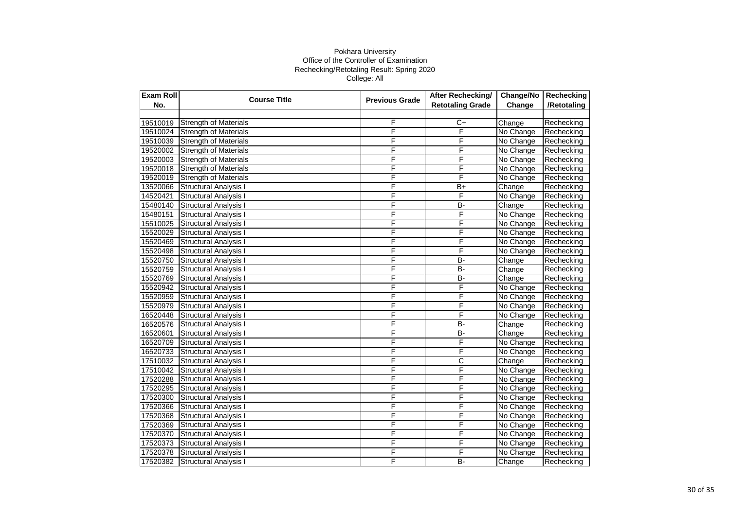Pokhara University
Office of the Controller of Examination
Rechecking/Retotaling Result: Spring 2020
College: All

| Exam Roll No. | Course Title | Previous Grade | After Rechecking/ Retotaling Grade | Change/No Change | Rechecking /Retotaling |
|---|---|---|---|---|---|
| | | | | | |
| 19510019 | Strength of Materials | F | C+ | Change | Rechecking |
| 19510024 | Strength of Materials | F | F | No Change | Rechecking |
| 19510039 | Strength of Materials | F | F | No Change | Rechecking |
| 19520002 | Strength of Materials | F | F | No Change | Rechecking |
| 19520003 | Strength of Materials | F | F | No Change | Rechecking |
| 19520018 | Strength of Materials | F | F | No Change | Rechecking |
| 19520019 | Strength of Materials | F | F | No Change | Rechecking |
| 13520066 | Structural Analysis I | F | B+ | Change | Rechecking |
| 14520421 | Structural Analysis I | F | F | No Change | Rechecking |
| 15480140 | Structural Analysis I | F | B- | Change | Rechecking |
| 15480151 | Structural Analysis I | F | F | No Change | Rechecking |
| 15510025 | Structural Analysis I | F | F | No Change | Rechecking |
| 15520029 | Structural Analysis I | F | F | No Change | Rechecking |
| 15520469 | Structural Analysis I | F | F | No Change | Rechecking |
| 15520498 | Structural Analysis I | F | F | No Change | Rechecking |
| 15520750 | Structural Analysis I | F | B- | Change | Rechecking |
| 15520759 | Structural Analysis I | F | B- | Change | Rechecking |
| 15520769 | Structural Analysis I | F | B- | Change | Rechecking |
| 15520942 | Structural Analysis I | F | F | No Change | Rechecking |
| 15520959 | Structural Analysis I | F | F | No Change | Rechecking |
| 15520979 | Structural Analysis I | F | F | No Change | Rechecking |
| 16520448 | Structural Analysis I | F | F | No Change | Rechecking |
| 16520576 | Structural Analysis I | F | B- | Change | Rechecking |
| 16520601 | Structural Analysis I | F | B- | Change | Rechecking |
| 16520709 | Structural Analysis I | F | F | No Change | Rechecking |
| 16520733 | Structural Analysis I | F | F | No Change | Rechecking |
| 17510032 | Structural Analysis I | F | C | Change | Rechecking |
| 17510042 | Structural Analysis I | F | F | No Change | Rechecking |
| 17520288 | Structural Analysis I | F | F | No Change | Rechecking |
| 17520295 | Structural Analysis I | F | F | No Change | Rechecking |
| 17520300 | Structural Analysis I | F | F | No Change | Rechecking |
| 17520366 | Structural Analysis I | F | F | No Change | Rechecking |
| 17520368 | Structural Analysis I | F | F | No Change | Rechecking |
| 17520369 | Structural Analysis I | F | F | No Change | Rechecking |
| 17520370 | Structural Analysis I | F | F | No Change | Rechecking |
| 17520373 | Structural Analysis I | F | F | No Change | Rechecking |
| 17520378 | Structural Analysis I | F | F | No Change | Rechecking |
| 17520382 | Structural Analysis I | F | B- | Change | Rechecking |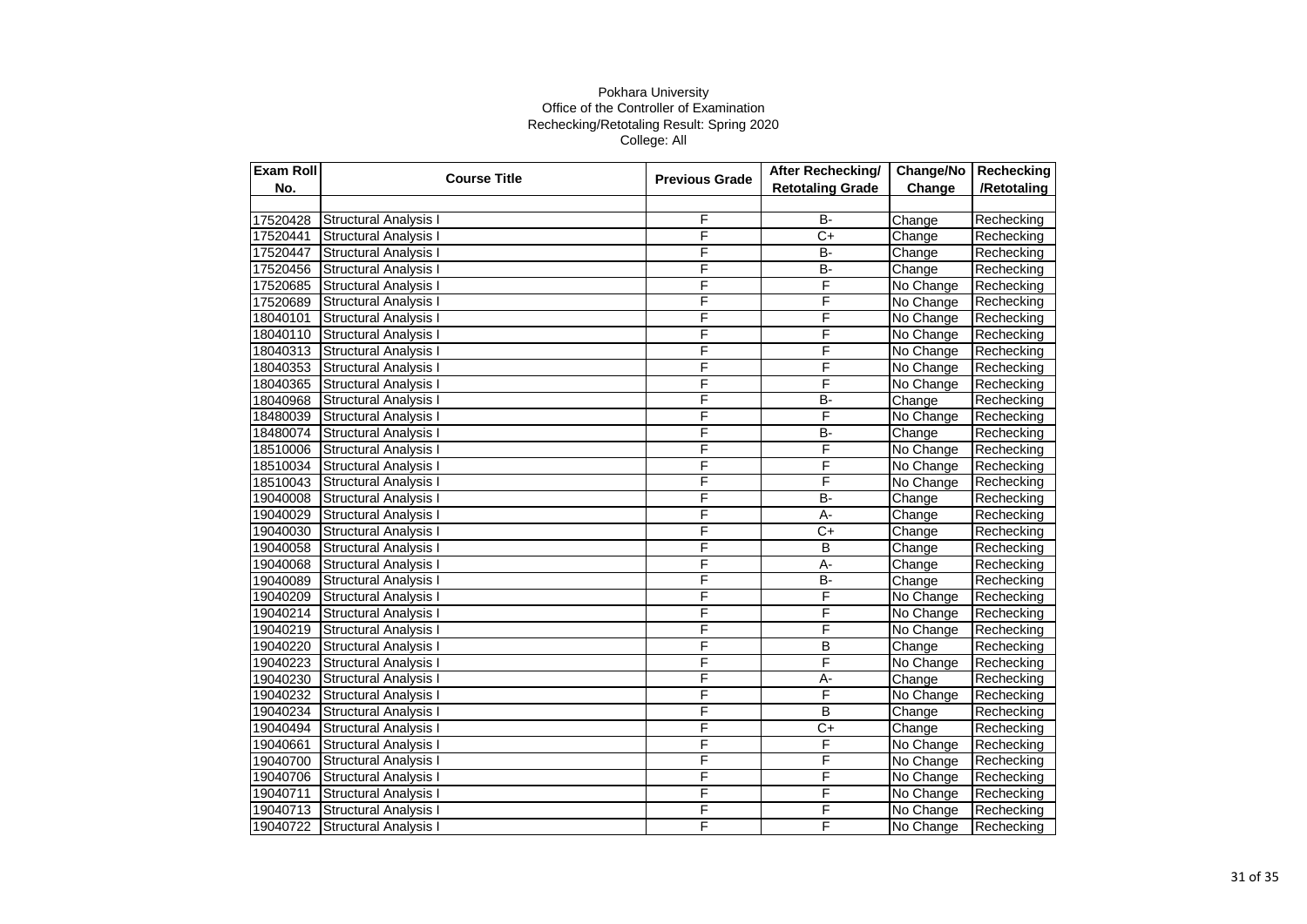Pokhara University
Office of the Controller of Examination
Rechecking/Retotaling Result: Spring 2020
College: All

| Exam Roll No. | Course Title | Previous Grade | After Rechecking/ Retotaling Grade | Change/No Change | Rechecking /Retotaling |
|---|---|---|---|---|---|
| | | | | | |
| 17520428 | Structural Analysis I | F | B- | Change | Rechecking |
| 17520441 | Structural Analysis I | F | C+ | Change | Rechecking |
| 17520447 | Structural Analysis I | F | B- | Change | Rechecking |
| 17520456 | Structural Analysis I | F | B- | Change | Rechecking |
| 17520685 | Structural Analysis I | F | F | No Change | Rechecking |
| 17520689 | Structural Analysis I | F | F | No Change | Rechecking |
| 18040101 | Structural Analysis I | F | F | No Change | Rechecking |
| 18040110 | Structural Analysis I | F | F | No Change | Rechecking |
| 18040313 | Structural Analysis I | F | F | No Change | Rechecking |
| 18040353 | Structural Analysis I | F | F | No Change | Rechecking |
| 18040365 | Structural Analysis I | F | F | No Change | Rechecking |
| 18040968 | Structural Analysis I | F | B- | Change | Rechecking |
| 18480039 | Structural Analysis I | F | F | No Change | Rechecking |
| 18480074 | Structural Analysis I | F | B- | Change | Rechecking |
| 18510006 | Structural Analysis I | F | F | No Change | Rechecking |
| 18510034 | Structural Analysis I | F | F | No Change | Rechecking |
| 18510043 | Structural Analysis I | F | F | No Change | Rechecking |
| 19040008 | Structural Analysis I | F | B- | Change | Rechecking |
| 19040029 | Structural Analysis I | F | A- | Change | Rechecking |
| 19040030 | Structural Analysis I | F | C+ | Change | Rechecking |
| 19040058 | Structural Analysis I | F | B | Change | Rechecking |
| 19040068 | Structural Analysis I | F | A- | Change | Rechecking |
| 19040089 | Structural Analysis I | F | B- | Change | Rechecking |
| 19040209 | Structural Analysis I | F | F | No Change | Rechecking |
| 19040214 | Structural Analysis I | F | F | No Change | Rechecking |
| 19040219 | Structural Analysis I | F | F | No Change | Rechecking |
| 19040220 | Structural Analysis I | F | B | Change | Rechecking |
| 19040223 | Structural Analysis I | F | F | No Change | Rechecking |
| 19040230 | Structural Analysis I | F | A- | Change | Rechecking |
| 19040232 | Structural Analysis I | F | F | No Change | Rechecking |
| 19040234 | Structural Analysis I | F | B | Change | Rechecking |
| 19040494 | Structural Analysis I | F | C+ | Change | Rechecking |
| 19040661 | Structural Analysis I | F | F | No Change | Rechecking |
| 19040700 | Structural Analysis I | F | F | No Change | Rechecking |
| 19040706 | Structural Analysis I | F | F | No Change | Rechecking |
| 19040711 | Structural Analysis I | F | F | No Change | Rechecking |
| 19040713 | Structural Analysis I | F | F | No Change | Rechecking |
| 19040722 | Structural Analysis I | F | F | No Change | Rechecking |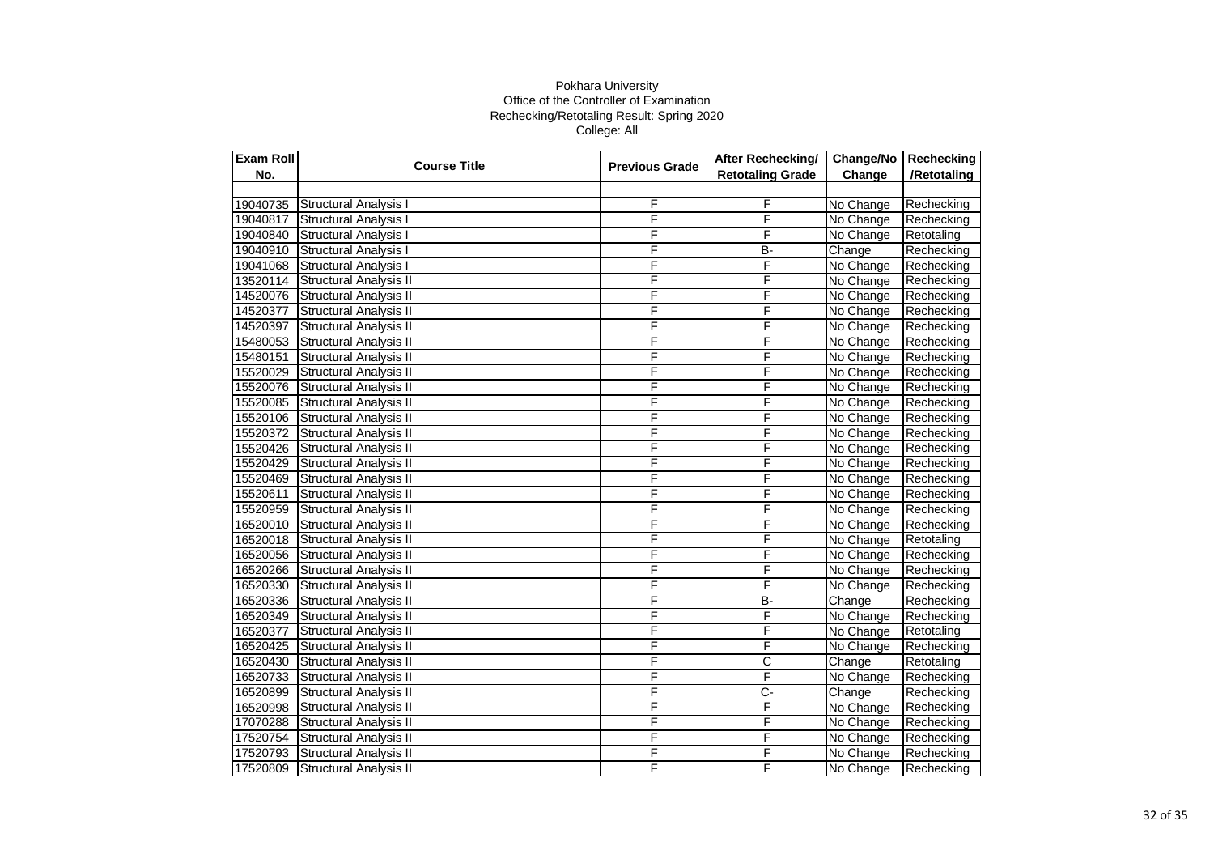Pokhara University
Office of the Controller of Examination
Rechecking/Retotaling Result: Spring 2020
College: All

| Exam Roll No. | Course Title | Previous Grade | After Rechecking/ Retotaling Grade | Change/No Change | Rechecking /Retotaling |
|---|---|---|---|---|---|
| | | | | | |
| 19040735 | Structural Analysis I | F | F | No Change | Rechecking |
| 19040817 | Structural Analysis I | F | F | No Change | Rechecking |
| 19040840 | Structural Analysis I | F | F | No Change | Retotaling |
| 19040910 | Structural Analysis I | F | B- | Change | Rechecking |
| 19041068 | Structural Analysis I | F | F | No Change | Rechecking |
| 13520114 | Structural Analysis II | F | F | No Change | Rechecking |
| 14520076 | Structural Analysis II | F | F | No Change | Rechecking |
| 14520377 | Structural Analysis II | F | F | No Change | Rechecking |
| 14520397 | Structural Analysis II | F | F | No Change | Rechecking |
| 15480053 | Structural Analysis II | F | F | No Change | Rechecking |
| 15480151 | Structural Analysis II | F | F | No Change | Rechecking |
| 15520029 | Structural Analysis II | F | F | No Change | Rechecking |
| 15520076 | Structural Analysis II | F | F | No Change | Rechecking |
| 15520085 | Structural Analysis II | F | F | No Change | Rechecking |
| 15520106 | Structural Analysis II | F | F | No Change | Rechecking |
| 15520372 | Structural Analysis II | F | F | No Change | Rechecking |
| 15520426 | Structural Analysis II | F | F | No Change | Rechecking |
| 15520429 | Structural Analysis II | F | F | No Change | Rechecking |
| 15520469 | Structural Analysis II | F | F | No Change | Rechecking |
| 15520611 | Structural Analysis II | F | F | No Change | Rechecking |
| 15520959 | Structural Analysis II | F | F | No Change | Rechecking |
| 16520010 | Structural Analysis II | F | F | No Change | Rechecking |
| 16520018 | Structural Analysis II | F | F | No Change | Retotaling |
| 16520056 | Structural Analysis II | F | F | No Change | Rechecking |
| 16520266 | Structural Analysis II | F | F | No Change | Rechecking |
| 16520330 | Structural Analysis II | F | F | No Change | Rechecking |
| 16520336 | Structural Analysis II | F | B- | Change | Rechecking |
| 16520349 | Structural Analysis II | F | F | No Change | Rechecking |
| 16520377 | Structural Analysis II | F | F | No Change | Retotaling |
| 16520425 | Structural Analysis II | F | F | No Change | Rechecking |
| 16520430 | Structural Analysis II | F | C | Change | Retotaling |
| 16520733 | Structural Analysis II | F | F | No Change | Rechecking |
| 16520899 | Structural Analysis II | F | C- | Change | Rechecking |
| 16520998 | Structural Analysis II | F | F | No Change | Rechecking |
| 17070288 | Structural Analysis II | F | F | No Change | Rechecking |
| 17520754 | Structural Analysis II | F | F | No Change | Rechecking |
| 17520793 | Structural Analysis II | F | F | No Change | Rechecking |
| 17520809 | Structural Analysis II | F | F | No Change | Rechecking |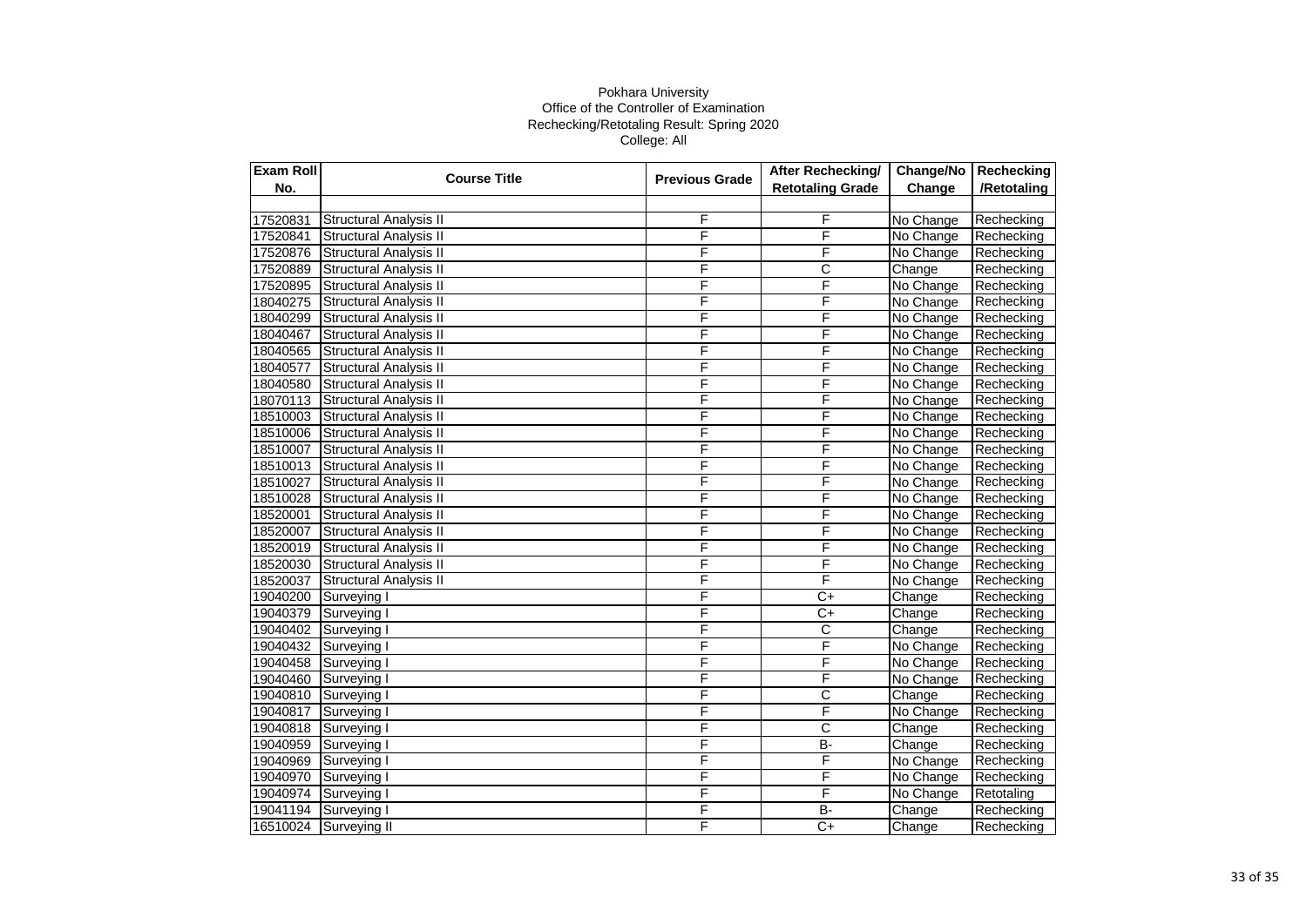Pokhara University
Office of the Controller of Examination
Rechecking/Retotaling Result: Spring 2020
College: All

| Exam Roll No. | Course Title | Previous Grade | After Rechecking/ Retotaling Grade | Change/No Change | Rechecking /Retotaling |
|---|---|---|---|---|---|
| | | | | | |
| 17520831 | Structural Analysis II | F | F | No Change | Rechecking |
| 17520841 | Structural Analysis II | F | F | No Change | Rechecking |
| 17520876 | Structural Analysis II | F | F | No Change | Rechecking |
| 17520889 | Structural Analysis II | F | C | Change | Rechecking |
| 17520895 | Structural Analysis II | F | F | No Change | Rechecking |
| 18040275 | Structural Analysis II | F | F | No Change | Rechecking |
| 18040299 | Structural Analysis II | F | F | No Change | Rechecking |
| 18040467 | Structural Analysis II | F | F | No Change | Rechecking |
| 18040565 | Structural Analysis II | F | F | No Change | Rechecking |
| 18040577 | Structural Analysis II | F | F | No Change | Rechecking |
| 18040580 | Structural Analysis II | F | F | No Change | Rechecking |
| 18070113 | Structural Analysis II | F | F | No Change | Rechecking |
| 18510003 | Structural Analysis II | F | F | No Change | Rechecking |
| 18510006 | Structural Analysis II | F | F | No Change | Rechecking |
| 18510007 | Structural Analysis II | F | F | No Change | Rechecking |
| 18510013 | Structural Analysis II | F | F | No Change | Rechecking |
| 18510027 | Structural Analysis II | F | F | No Change | Rechecking |
| 18510028 | Structural Analysis II | F | F | No Change | Rechecking |
| 18520001 | Structural Analysis II | F | F | No Change | Rechecking |
| 18520007 | Structural Analysis II | F | F | No Change | Rechecking |
| 18520019 | Structural Analysis II | F | F | No Change | Rechecking |
| 18520030 | Structural Analysis II | F | F | No Change | Rechecking |
| 18520037 | Structural Analysis II | F | F | No Change | Rechecking |
| 19040200 | Surveying I | F | C+ | Change | Rechecking |
| 19040379 | Surveying I | F | C+ | Change | Rechecking |
| 19040402 | Surveying I | F | C | Change | Rechecking |
| 19040432 | Surveying I | F | F | No Change | Rechecking |
| 19040458 | Surveying I | F | F | No Change | Rechecking |
| 19040460 | Surveying I | F | F | No Change | Rechecking |
| 19040810 | Surveying I | F | C | Change | Rechecking |
| 19040817 | Surveying I | F | F | No Change | Rechecking |
| 19040818 | Surveying I | F | C | Change | Rechecking |
| 19040959 | Surveying I | F | B- | Change | Rechecking |
| 19040969 | Surveying I | F | F | No Change | Rechecking |
| 19040970 | Surveying I | F | F | No Change | Rechecking |
| 19040974 | Surveying I | F | F | No Change | Retotaling |
| 19041194 | Surveying I | F | B- | Change | Rechecking |
| 16510024 | Surveying II | F | C+ | Change | Rechecking |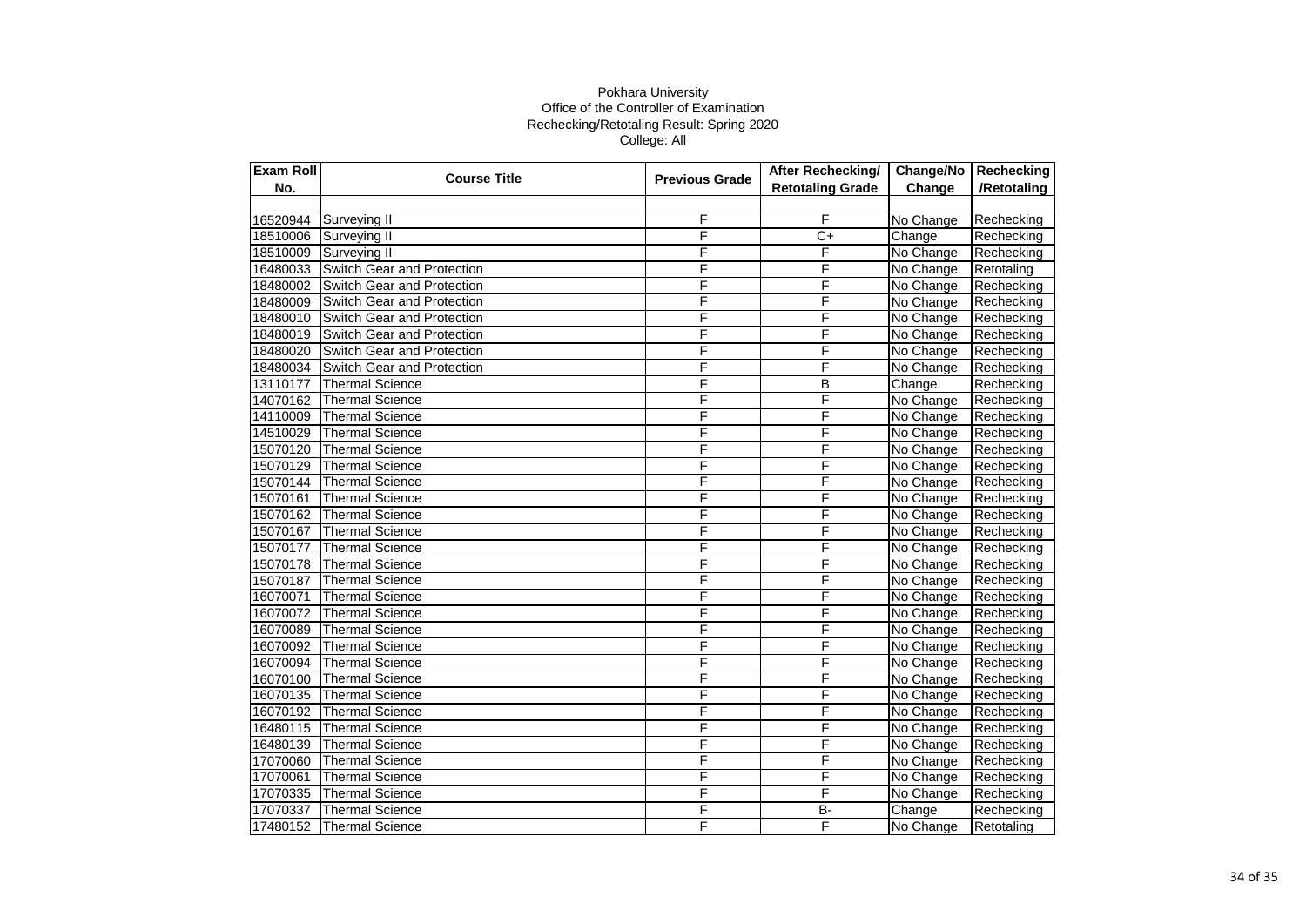Pokhara University
Office of the Controller of Examination
Rechecking/Retotaling Result: Spring 2020
College: All

| Exam Roll No. | Course Title | Previous Grade | After Rechecking/ Retotaling Grade | Change/No Change | Rechecking /Retotaling |
|---|---|---|---|---|---|
| | | | | | |
| 16520944 | Surveying II | F | F | No Change | Rechecking |
| 18510006 | Surveying II | F | C+ | Change | Rechecking |
| 18510009 | Surveying II | F | F | No Change | Rechecking |
| 16480033 | Switch Gear and Protection | F | F | No Change | Retotaling |
| 18480002 | Switch Gear and Protection | F | F | No Change | Rechecking |
| 18480009 | Switch Gear and Protection | F | F | No Change | Rechecking |
| 18480010 | Switch Gear and Protection | F | F | No Change | Rechecking |
| 18480019 | Switch Gear and Protection | F | F | No Change | Rechecking |
| 18480020 | Switch Gear and Protection | F | F | No Change | Rechecking |
| 18480034 | Switch Gear and Protection | F | F | No Change | Rechecking |
| 13110177 | Thermal Science | F | B | Change | Rechecking |
| 14070162 | Thermal Science | F | F | No Change | Rechecking |
| 14110009 | Thermal Science | F | F | No Change | Rechecking |
| 14510029 | Thermal Science | F | F | No Change | Rechecking |
| 15070120 | Thermal Science | F | F | No Change | Rechecking |
| 15070129 | Thermal Science | F | F | No Change | Rechecking |
| 15070144 | Thermal Science | F | F | No Change | Rechecking |
| 15070161 | Thermal Science | F | F | No Change | Rechecking |
| 15070162 | Thermal Science | F | F | No Change | Rechecking |
| 15070167 | Thermal Science | F | F | No Change | Rechecking |
| 15070177 | Thermal Science | F | F | No Change | Rechecking |
| 15070178 | Thermal Science | F | F | No Change | Rechecking |
| 15070187 | Thermal Science | F | F | No Change | Rechecking |
| 16070071 | Thermal Science | F | F | No Change | Rechecking |
| 16070072 | Thermal Science | F | F | No Change | Rechecking |
| 16070089 | Thermal Science | F | F | No Change | Rechecking |
| 16070092 | Thermal Science | F | F | No Change | Rechecking |
| 16070094 | Thermal Science | F | F | No Change | Rechecking |
| 16070100 | Thermal Science | F | F | No Change | Rechecking |
| 16070135 | Thermal Science | F | F | No Change | Rechecking |
| 16070192 | Thermal Science | F | F | No Change | Rechecking |
| 16480115 | Thermal Science | F | F | No Change | Rechecking |
| 16480139 | Thermal Science | F | F | No Change | Rechecking |
| 17070060 | Thermal Science | F | F | No Change | Rechecking |
| 17070061 | Thermal Science | F | F | No Change | Rechecking |
| 17070335 | Thermal Science | F | F | No Change | Rechecking |
| 17070337 | Thermal Science | F | B- | Change | Rechecking |
| 17480152 | Thermal Science | F | F | No Change | Retotaling |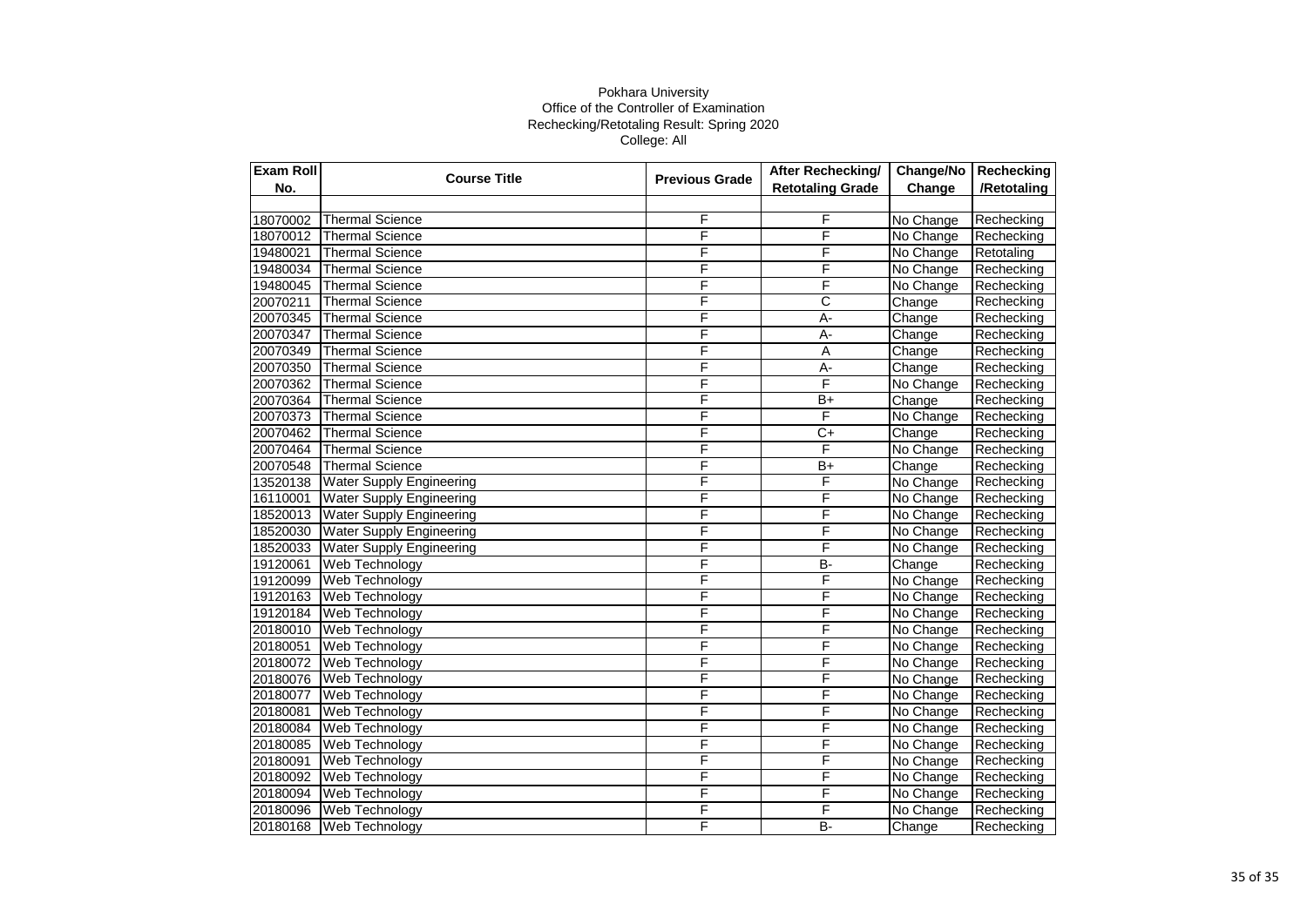Pokhara University
Office of the Controller of Examination
Rechecking/Retotaling Result: Spring 2020
College: All

| Exam Roll No. | Course Title | Previous Grade | After Rechecking/ Retotaling Grade | Change/No Change | Rechecking /Retotaling |
|---|---|---|---|---|---|
| | | | | | |
| 18070002 | Thermal Science | F | F | No Change | Rechecking |
| 18070012 | Thermal Science | F | F | No Change | Rechecking |
| 19480021 | Thermal Science | F | F | No Change | Retotaling |
| 19480034 | Thermal Science | F | F | No Change | Rechecking |
| 19480045 | Thermal Science | F | F | No Change | Rechecking |
| 20070211 | Thermal Science | F | C | Change | Rechecking |
| 20070345 | Thermal Science | F | A- | Change | Rechecking |
| 20070347 | Thermal Science | F | A- | Change | Rechecking |
| 20070349 | Thermal Science | F | A | Change | Rechecking |
| 20070350 | Thermal Science | F | A- | Change | Rechecking |
| 20070362 | Thermal Science | F | F | No Change | Rechecking |
| 20070364 | Thermal Science | F | B+ | Change | Rechecking |
| 20070373 | Thermal Science | F | F | No Change | Rechecking |
| 20070462 | Thermal Science | F | C+ | Change | Rechecking |
| 20070464 | Thermal Science | F | F | No Change | Rechecking |
| 20070548 | Thermal Science | F | B+ | Change | Rechecking |
| 13520138 | Water Supply Engineering | F | F | No Change | Rechecking |
| 16110001 | Water Supply Engineering | F | F | No Change | Rechecking |
| 18520013 | Water Supply Engineering | F | F | No Change | Rechecking |
| 18520030 | Water Supply Engineering | F | F | No Change | Rechecking |
| 18520033 | Water Supply Engineering | F | F | No Change | Rechecking |
| 19120061 | Web Technology | F | B- | Change | Rechecking |
| 19120099 | Web Technology | F | F | No Change | Rechecking |
| 19120163 | Web Technology | F | F | No Change | Rechecking |
| 19120184 | Web Technology | F | F | No Change | Rechecking |
| 20180010 | Web Technology | F | F | No Change | Rechecking |
| 20180051 | Web Technology | F | F | No Change | Rechecking |
| 20180072 | Web Technology | F | F | No Change | Rechecking |
| 20180076 | Web Technology | F | F | No Change | Rechecking |
| 20180077 | Web Technology | F | F | No Change | Rechecking |
| 20180081 | Web Technology | F | F | No Change | Rechecking |
| 20180084 | Web Technology | F | F | No Change | Rechecking |
| 20180085 | Web Technology | F | F | No Change | Rechecking |
| 20180091 | Web Technology | F | F | No Change | Rechecking |
| 20180092 | Web Technology | F | F | No Change | Rechecking |
| 20180094 | Web Technology | F | F | No Change | Rechecking |
| 20180096 | Web Technology | F | F | No Change | Rechecking |
| 20180168 | Web Technology | F | B- | Change | Rechecking |